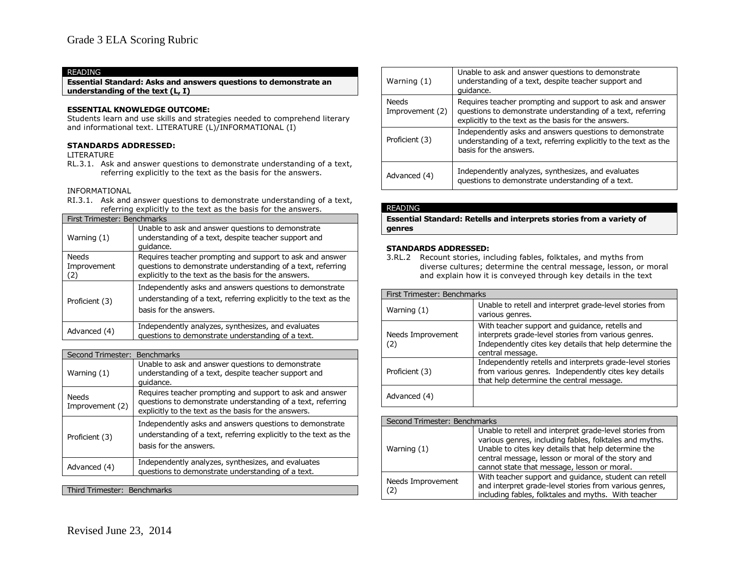READING

**Essential Standard: Asks and answers questions to demonstrate an understanding of the text (L, I)**

**ESSENTIAL KNOWLEDGE OUTCOME:**
Students learn and use skills and strategies needed to comprehend literary and informational text. LITERATURE (L)/INFORMATIONAL (I)

**STANDARDS ADDRESSED:**

LITERATURE

RL.3.1. Ask and answer questions to demonstrate understanding of a text, referring explicitly to the text as the basis for the answers.

INFORMATIONAL

RI.3.1. Ask and answer questions to demonstrate understanding of a text, referring explicitly to the text as the basis for the answers.

| First Trimester: Benchmarks | |
|---|---|
| Warning (1) | Unable to ask and answer questions to demonstrate understanding of a text, despite teacher support and guidance. |
| Needs Improvement (2) | Requires teacher prompting and support to ask and answer questions to demonstrate understanding of a text, referring explicitly to the text as the basis for the answers. |
| Proficient (3) | Independently asks and answers questions to demonstrate understanding of a text, referring explicitly to the text as the basis for the answers. |
| Advanced (4) | Independently analyzes, synthesizes, and evaluates questions to demonstrate understanding of a text. |

| Second Trimester: Benchmarks | |
|---|---|
| Warning (1) | Unable to ask and answer questions to demonstrate understanding of a text, despite teacher support and guidance. |
| Needs Improvement (2) | Requires teacher prompting and support to ask and answer questions to demonstrate understanding of a text, referring explicitly to the text as the basis for the answers. |
| Proficient (3) | Independently asks and answers questions to demonstrate understanding of a text, referring explicitly to the text as the basis for the answers. |
| Advanced (4) | Independently analyzes, synthesizes, and evaluates questions to demonstrate understanding of a text. |

| Third Trimester: Benchmarks | |
|---|---|
| Warning (1) | Unable to ask and answer questions to demonstrate understanding of a text, despite teacher support and guidance. |
| Needs Improvement (2) | Requires teacher prompting and support to ask and answer questions to demonstrate understanding of a text, referring explicitly to the text as the basis for the answers. |
| Proficient (3) | Independently asks and answers questions to demonstrate understanding of a text, referring explicitly to the text as the basis for the answers. |
| Advanced (4) | Independently analyzes, synthesizes, and evaluates questions to demonstrate understanding of a text. |

READING

**Essential Standard: Retells and interprets stories from a variety of genres**

**STANDARDS ADDRESSED:**

3.RL.2 Recount stories, including fables, folktales, and myths from diverse cultures; determine the central message, lesson, or moral and explain how it is conveyed through key details in the text

| First Trimester: Benchmarks | |
|---|---|
| Warning (1) | Unable to retell and interpret grade-level stories from various genres. |
| Needs Improvement (2) | With teacher support and guidance, retells and interprets grade-level stories from various genres. Independently cites key details that help determine the central message. |
| Proficient (3) | Independently retells and interprets grade-level stories from various genres. Independently cites key details that help determine the central message. |
| Advanced (4) | |

| Second Trimester: Benchmarks | |
|---|---|
| Warning (1) | Unable to retell and interpret grade-level stories from various genres, including fables, folktales and myths. Unable to cites key details that help determine the central message, lesson or moral of the story and cannot state that message, lesson or moral. |
| Needs Improvement (2) | With teacher support and guidance, student can retell and interpret grade-level stories from various genres, including fables, folktales and myths. With teacher |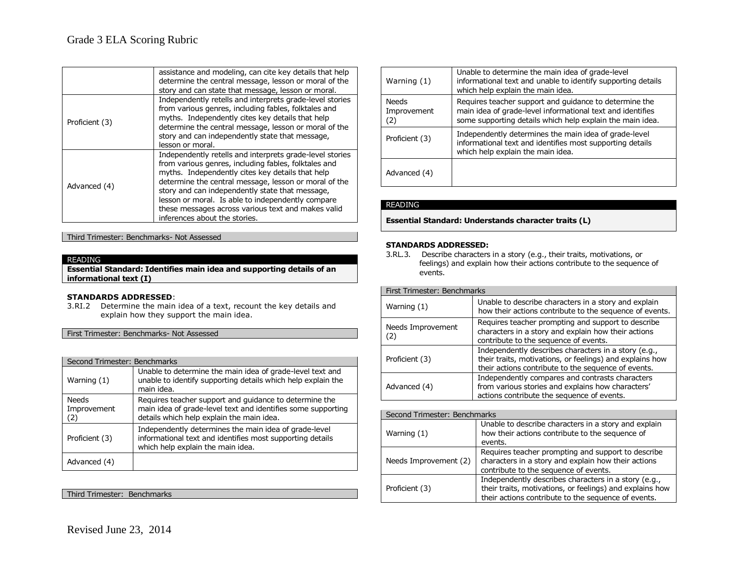| | |
|---|---|
| | assistance and modeling, can cite key details that help determine the central message, lesson or moral of the story and can state that message, lesson or moral. |
| Proficient (3) | Independently retells and interprets grade-level stories from various genres, including fables, folktales and myths. Independently cites key details that help determine the central message, lesson or moral of the story and can independently state that message, lesson or moral. |
| Advanced (4) | Independently retells and interprets grade-level stories from various genres, including fables, folktales and myths. Independently cites key details that help determine the central message, lesson or moral of the story and can independently state that message, lesson or moral. Is able to independently compare these messages across various text and makes valid inferences about the stories. |

Third Trimester: Benchmarks- Not Assessed

READING

**Essential Standard: Identifies main idea and supporting details of an informational text (I)**

**STANDARDS ADDRESSED**:

3.RI.2 Determine the main idea of a text, recount the key details and explain how they support the main idea.

First Trimester: Benchmarks- Not Assessed

| Second Trimester: Benchmarks | |
|---|---|
| Warning (1) | Unable to determine the main idea of grade-level text and unable to identify supporting details which help explain the main idea. |
| Needs Improvement (2) | Requires teacher support and guidance to determine the main idea of grade-level text and identifies some supporting details which help explain the main idea. |
| Proficient (3) | Independently determines the main idea of grade-level informational text and identifies most supporting details which help explain the main idea. |
| Advanced (4) | |

| Third Trimester: Benchmarks | |
|---|---|
| Warning (1) | Unable to determine the main idea of grade-level informational text and unable to identify supporting details which help explain the main idea. |
| Needs Improvement (2) | Requires teacher support and guidance to determine the main idea of grade-level informational text and identifies some supporting details which help explain the main idea. |
| Proficient (3) | Independently determines the main idea of grade-level informational text and identifies most supporting details which help explain the main idea. |
| Advanced (4) | |

READING

**Essential Standard: Understands character traits (L)**

**STANDARDS ADDRESSED:**

3.RL.3. Describe characters in a story (e.g., their traits, motivations, or feelings) and explain how their actions contribute to the sequence of events.

| First Trimester: Benchmarks | |
|---|---|
| Warning (1) | Unable to describe characters in a story and explain how their actions contribute to the sequence of events. |
| Needs Improvement (2) | Requires teacher prompting and support to describe characters in a story and explain how their actions contribute to the sequence of events. |
| Proficient (3) | Independently describes characters in a story (e.g., their traits, motivations, or feelings) and explains how their actions contribute to the sequence of events. |
| Advanced (4) | Independently compares and contrasts characters from various stories and explains how characters' actions contribute the sequence of events. |

| Second Trimester: Benchmarks | |
|---|---|
| Warning (1) | Unable to describe characters in a story and explain how their actions contribute to the sequence of events. |
| Needs Improvement (2) | Requires teacher prompting and support to describe characters in a story and explain how their actions contribute to the sequence of events. |
| Proficient (3) | Independently describes characters in a story (e.g., their traits, motivations, or feelings) and explains how their actions contribute to the sequence of events. |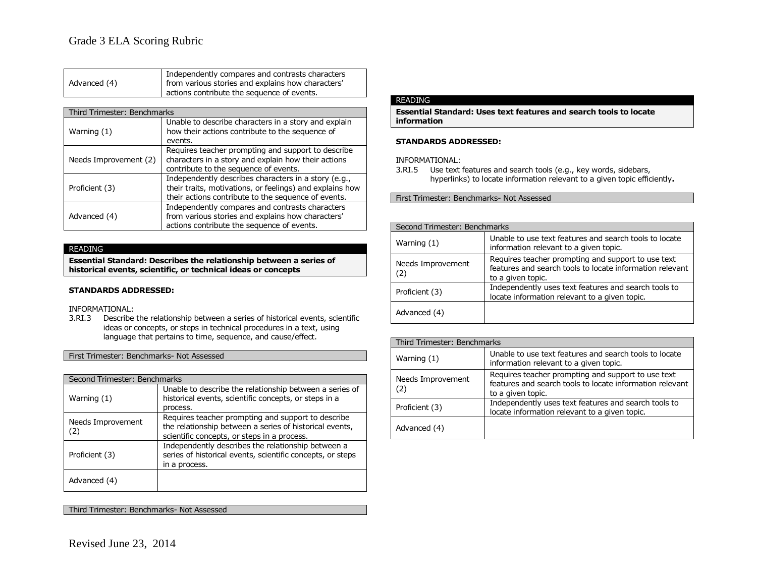| Advanced (4) | Independently compares and contrasts characters from various stories and explains how characters' actions contribute the sequence of events. |
|---|---|

| Third Trimester: Benchmarks | |
|---|---|
| Warning (1) | Unable to describe characters in a story and explain how their actions contribute to the sequence of events. |
| Needs Improvement (2) | Requires teacher prompting and support to describe characters in a story and explain how their actions contribute to the sequence of events. |
| Proficient (3) | Independently describes characters in a story (e.g., their traits, motivations, or feelings) and explains how their actions contribute to the sequence of events. |
| Advanced (4) | Independently compares and contrasts characters from various stories and explains how characters' actions contribute the sequence of events. |

READING

**Essential Standard: Describes the relationship between a series of historical events, scientific, or technical ideas or concepts**

**STANDARDS ADDRESSED:**

INFORMATIONAL:

3.RI.3 Describe the relationship between a series of historical events, scientific ideas or concepts, or steps in technical procedures in a text, using language that pertains to time, sequence, and cause/effect.

First Trimester: Benchmarks- Not Assessed

| Second Trimester: Benchmarks | |
|---|---|
| Warning (1) | Unable to describe the relationship between a series of historical events, scientific concepts, or steps in a process. |
| Needs Improvement (2) | Requires teacher prompting and support to describe the relationship between a series of historical events, scientific concepts, or steps in a process. |
| Proficient (3) | Independently describes the relationship between a series of historical events, scientific concepts, or steps in a process. |
| Advanced (4) | |

Third Trimester: Benchmarks- Not Assessed

READING

**Essential Standard: Uses text features and search tools to locate information**

**STANDARDS ADDRESSED:**

INFORMATIONAL:

3.RI.5 Use text features and search tools (e.g., key words, sidebars, hyperlinks) to locate information relevant to a given topic efficiently**.**

First Trimester: Benchmarks- Not Assessed

| Second Trimester: Benchmarks | |
|---|---|
| Warning (1) | Unable to use text features and search tools to locate information relevant to a given topic. |
| Needs Improvement (2) | Requires teacher prompting and support to use text features and search tools to locate information relevant to a given topic. |
| Proficient (3) | Independently uses text features and search tools to locate information relevant to a given topic. |
| Advanced (4) | |

| Third Trimester: Benchmarks | |
|---|---|
| Warning (1) | Unable to use text features and search tools to locate information relevant to a given topic. |
| Needs Improvement (2) | Requires teacher prompting and support to use text features and search tools to locate information relevant to a given topic. |
| Proficient (3) | Independently uses text features and search tools to locate information relevant to a given topic. |
| Advanced (4) | |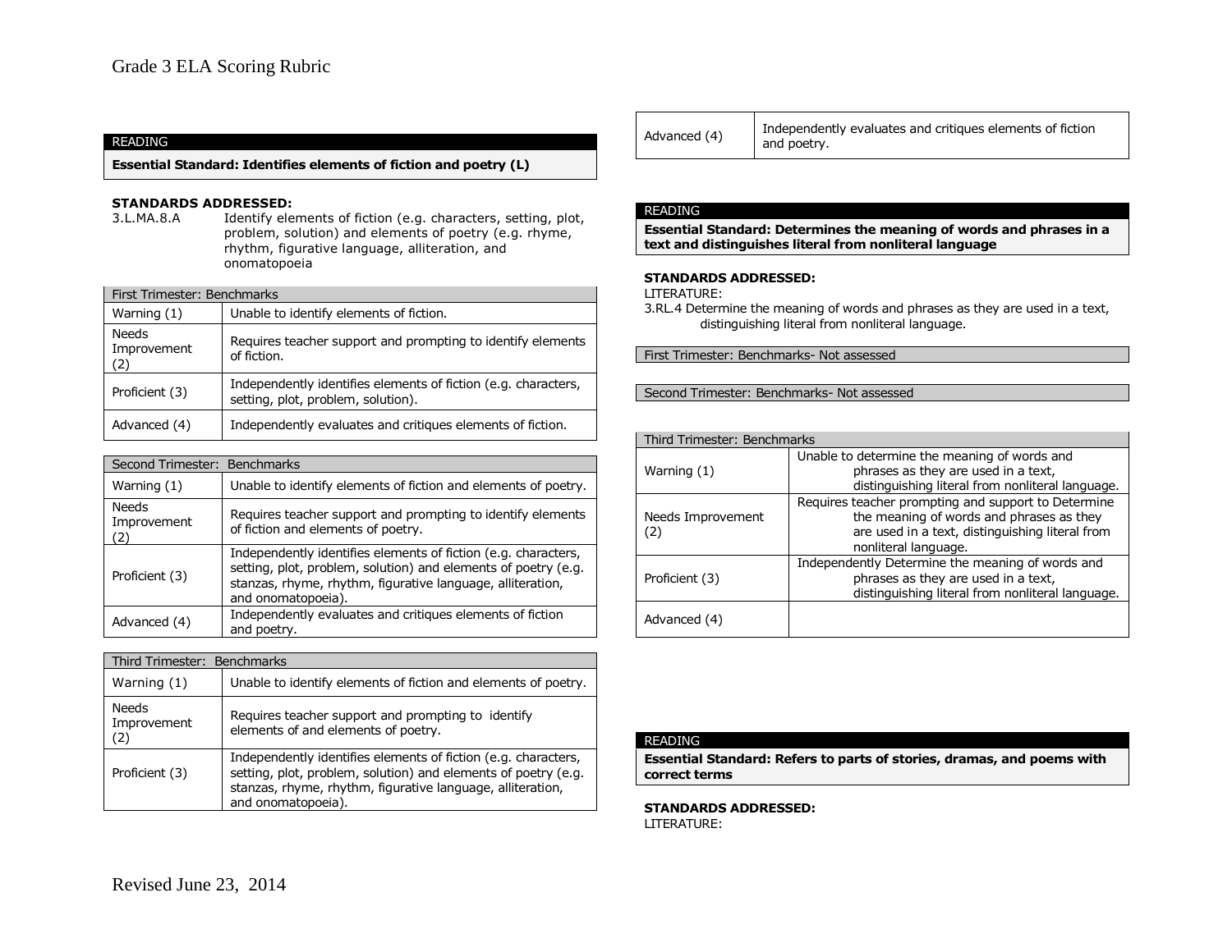READING

**Essential Standard: Identifies elements of fiction and poetry (L)**

**STANDARDS ADDRESSED:**

3.L.MA.8.A Identify elements of fiction (e.g. characters, setting, plot, problem, solution) and elements of poetry (e.g. rhyme, rhythm, figurative language, alliteration, and onomatopoeia

| First Trimester: Benchmarks | |
|---|---|
| Warning (1) | Unable to identify elements of fiction. |
| Needs Improvement (2) | Requires teacher support and prompting to identify elements of fiction. |
| Proficient (3) | Independently identifies elements of fiction (e.g. characters, setting, plot, problem, solution). |
| Advanced (4) | Independently evaluates and critiques elements of fiction. |

| Second Trimester: Benchmarks | |
|---|---|
| Warning (1) | Unable to identify elements of fiction and elements of poetry. |
| Needs Improvement (2) | Requires teacher support and prompting to identify elements of fiction and elements of poetry. |
| Proficient (3) | Independently identifies elements of fiction (e.g. characters, setting, plot, problem, solution) and elements of poetry (e.g. stanzas, rhyme, rhythm, figurative language, alliteration, and onomatopoeia). |
| Advanced (4) | Independently evaluates and critiques elements of fiction and poetry. |

| Third Trimester: Benchmarks | |
|---|---|
| Warning (1) | Unable to identify elements of fiction and elements of poetry. |
| Needs Improvement (2) | Requires teacher support and prompting to identify elements of and elements of poetry. |
| Proficient (3) | Independently identifies elements of fiction (e.g. characters, setting, plot, problem, solution) and elements of poetry (e.g. stanzas, rhyme, rhythm, figurative language, alliteration, and onomatopoeia). |
| Advanced (4) | Independently evaluates and critiques elements of fiction and poetry. |

READING

**Essential Standard: Determines the meaning of words and phrases in a text and distinguishes literal from nonliteral language**

**STANDARDS ADDRESSED:**

LITERATURE:

3.RL.4 Determine the meaning of words and phrases as they are used in a text, distinguishing literal from nonliteral language.

First Trimester: Benchmarks- Not assessed

Second Trimester: Benchmarks- Not assessed

| Third Trimester: Benchmarks | |
|---|---|
| Warning (1) | Unable to determine the meaning of words and phrases as they are used in a text, distinguishing literal from nonliteral language. |
| Needs Improvement (2) | Requires teacher prompting and support to Determine the meaning of words and phrases as they are used in a text, distinguishing literal from nonliteral language. |
| Proficient (3) | Independently Determine the meaning of words and phrases as they are used in a text, distinguishing literal from nonliteral language. |
| Advanced (4) | |

READING

**Essential Standard: Refers to parts of stories, dramas, and poems with correct terms**

**STANDARDS ADDRESSED:**

LITERATURE: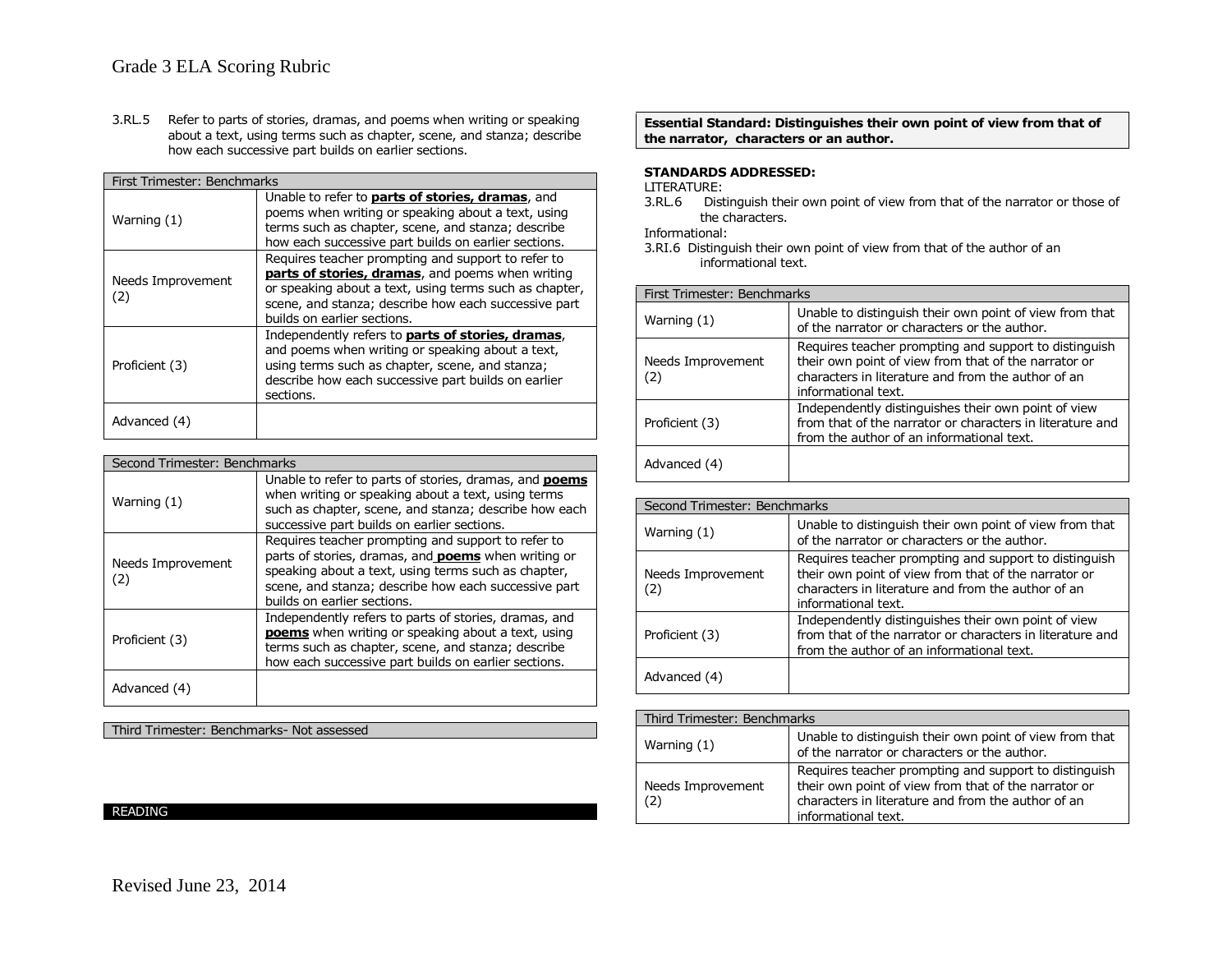3.RL.5 Refer to parts of stories, dramas, and poems when writing or speaking about a text, using terms such as chapter, scene, and stanza; describe how each successive part builds on earlier sections.

| First Trimester: Benchmarks | |
| --- | --- |
| Warning (1) | Unable to refer to **parts of stories, dramas**, and poems when writing or speaking about a text, using terms such as chapter, scene, and stanza; describe how each successive part builds on earlier sections. |
| Needs Improvement (2) | Requires teacher prompting and support to refer to **parts of stories, dramas**, and poems when writing or speaking about a text, using terms such as chapter, scene, and stanza; describe how each successive part builds on earlier sections. |
| Proficient (3) | Independently refers to **parts of stories, dramas**, and poems when writing or speaking about a text, using terms such as chapter, scene, and stanza; describe how each successive part builds on earlier sections. |
| Advanced (4) | |

| Second Trimester: Benchmarks | |
| --- | --- |
| Warning (1) | Unable to refer to parts of stories, dramas, and **poems** when writing or speaking about a text, using terms such as chapter, scene, and stanza; describe how each successive part builds on earlier sections. |
| Needs Improvement (2) | Requires teacher prompting and support to refer to parts of stories, dramas, and **poems** when writing or speaking about a text, using terms such as chapter, scene, and stanza; describe how each successive part builds on earlier sections. |
| Proficient (3) | Independently refers to parts of stories, dramas, and **poems** when writing or speaking about a text, using terms such as chapter, scene, and stanza; describe how each successive part builds on earlier sections. |
| Advanced (4) | |

| Third Trimester: Benchmarks- Not assessed |
| --- |

READING

**Essential Standard: Distinguishes their own point of view from that of the narrator, characters or an author.**

**STANDARDS ADDRESSED:**

LITERATURE:

3.RL.6 Distinguish their own point of view from that of the narrator or those of the characters.

Informational:

3.RI.6 Distinguish their own point of view from that of the author of an informational text.

| First Trimester: Benchmarks | |
| --- | --- |
| Warning (1) | Unable to distinguish their own point of view from that of the narrator or characters or the author. |
| Needs Improvement (2) | Requires teacher prompting and support to distinguish their own point of view from that of the narrator or characters in literature and from the author of an informational text. |
| Proficient (3) | Independently distinguishes their own point of view from that of the narrator or characters in literature and from the author of an informational text. |
| Advanced (4) | |

| Second Trimester: Benchmarks | |
| --- | --- |
| Warning (1) | Unable to distinguish their own point of view from that of the narrator or characters or the author. |
| Needs Improvement (2) | Requires teacher prompting and support to distinguish their own point of view from that of the narrator or characters in literature and from the author of an informational text. |
| Proficient (3) | Independently distinguishes their own point of view from that of the narrator or characters in literature and from the author of an informational text. |
| Advanced (4) | |

| Third Trimester: Benchmarks | |
| --- | --- |
| Warning (1) | Unable to distinguish their own point of view from that of the narrator or characters or the author. |
| Needs Improvement (2) | Requires teacher prompting and support to distinguish their own point of view from that of the narrator or characters in literature and from the author of an informational text. |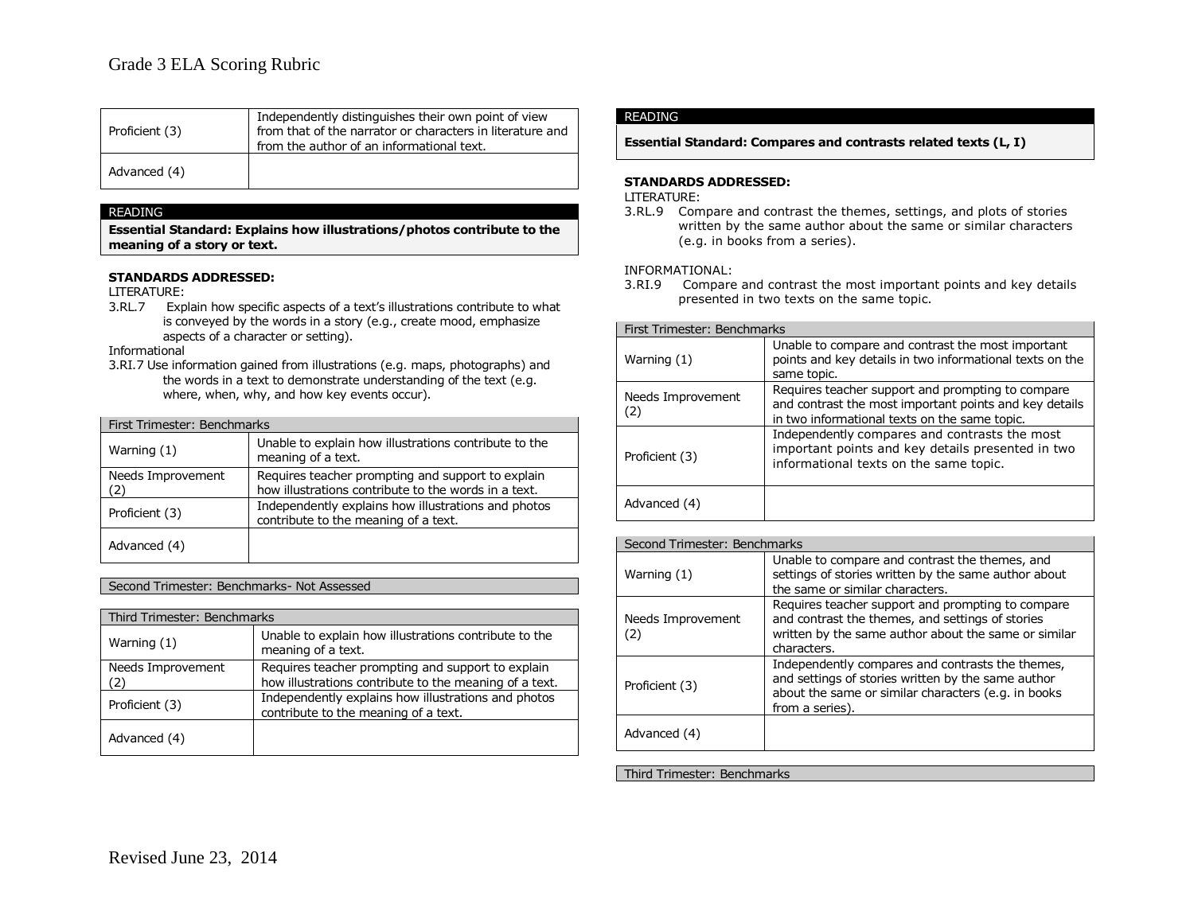| | |
|---|---|
| Proficient (3) | Independently distinguishes their own point of view from that of the narrator or characters in literature and from the author of an informational text. |
| Advanced (4) | |

READING

**Essential Standard: Explains how illustrations/photos contribute to the meaning of a story or text.**

**STANDARDS ADDRESSED:**

LITERATURE:

3.RL.7 Explain how specific aspects of a text's illustrations contribute to what is conveyed by the words in a story (e.g., create mood, emphasize aspects of a character or setting).

Informational

3.RI.7 Use information gained from illustrations (e.g. maps, photographs) and the words in a text to demonstrate understanding of the text (e.g. where, when, why, and how key events occur).

| First Trimester: Benchmarks | |
|---|---|
| Warning (1) | Unable to explain how illustrations contribute to the meaning of a text. |
| Needs Improvement (2) | Requires teacher prompting and support to explain how illustrations contribute to the words in a text. |
| Proficient (3) | Independently explains how illustrations and photos contribute to the meaning of a text. |
| Advanced (4) | |

Second Trimester: Benchmarks- Not Assessed

| Third Trimester: Benchmarks | |
|---|---|
| Warning (1) | Unable to explain how illustrations contribute to the meaning of a text. |
| Needs Improvement (2) | Requires teacher prompting and support to explain how illustrations contribute to the meaning of a text. |
| Proficient (3) | Independently explains how illustrations and photos contribute to the meaning of a text. |
| Advanced (4) | |

READING

**Essential Standard: Compares and contrasts related texts (L, I)**

**STANDARDS ADDRESSED:**

LITERATURE:

3.RL.9 Compare and contrast the themes, settings, and plots of stories written by the same author about the same or similar characters (e.g. in books from a series).

INFORMATIONAL:

3.RI.9 Compare and contrast the most important points and key details presented in two texts on the same topic.

| First Trimester: Benchmarks | |
|---|---|
| Warning (1) | Unable to compare and contrast the most important points and key details in two informational texts on the same topic. |
| Needs Improvement (2) | Requires teacher support and prompting to compare and contrast the most important points and key details in two informational texts on the same topic. |
| Proficient (3) | Independently compares and contrasts the most important points and key details presented in two informational texts on the same topic. |
| Advanced (4) | |

| Second Trimester: Benchmarks | |
|---|---|
| Warning (1) | Unable to compare and contrast the themes, and settings of stories written by the same author about the same or similar characters. |
| Needs Improvement (2) | Requires teacher support and prompting to compare and contrast the themes, and settings of stories written by the same author about the same or similar characters. |
| Proficient (3) | Independently compares and contrasts the themes, and settings of stories written by the same author about the same or similar characters (e.g. in books from a series). |
| Advanced (4) | |

Third Trimester: Benchmarks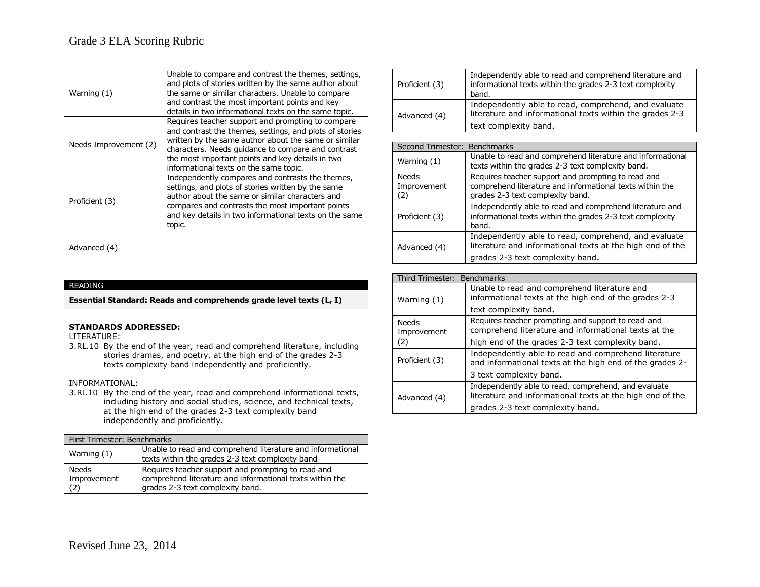| | |
|---|---|
| Warning (1) | Unable to compare and contrast the themes, settings, and plots of stories written by the same author about the same or similar characters. Unable to compare and contrast the most important points and key details in two informational texts on the same topic. |
| Needs Improvement (2) | Requires teacher support and prompting to compare and contrast the themes, settings, and plots of stories written by the same author about the same or similar characters. Needs guidance to compare and contrast the most important points and key details in two informational texts on the same topic. |
| Proficient (3) | Independently compares and contrasts the themes, settings, and plots of stories written by the same author about the same or similar characters and compares and contrasts the most important points and key details in two informational texts on the same topic. |
| Advanced (4) | |

| READING |
|---|
| **Essential Standard: Reads and comprehends grade level texts (L, I)** |

**STANDARDS ADDRESSED:**

LITERATURE:

3.RL.10 By the end of the year, read and comprehend literature, including stories dramas, and poetry, at the high end of the grades 2-3 texts complexity band independently and proficiently.

INFORMATIONAL:

3.RI.10 By the end of the year, read and comprehend informational texts, including history and social studies, science, and technical texts, at the high end of the grades 2-3 text complexity band independently and proficiently.

| First Trimester: Benchmarks | |
|---|---|
| Warning (1) | Unable to read and comprehend literature and informational texts within the grades 2-3 text complexity band |
| Needs Improvement (2) | Requires teacher support and prompting to read and comprehend literature and informational texts within the grades 2-3 text complexity band. |
| Proficient (3) | Independently able to read and comprehend literature and informational texts within the grades 2-3 text complexity band. |
| Advanced (4) | Independently able to read, comprehend, and evaluate literature and informational texts within the grades 2-3 text complexity band. |

| Second Trimester: Benchmarks | |
|---|---|
| Warning (1) | Unable to read and comprehend literature and informational texts within the grades 2-3 text complexity band. |
| Needs Improvement (2) | Requires teacher support and prompting to read and comprehend literature and informational texts within the grades 2-3 text complexity band. |
| Proficient (3) | Independently able to read and comprehend literature and informational texts within the grades 2-3 text complexity band. |
| Advanced (4) | Independently able to read, comprehend, and evaluate literature and informational texts at the high end of the grades 2-3 text complexity band. |

| Third Trimester: Benchmarks | |
|---|---|
| Warning (1) | Unable to read and comprehend literature and informational texts at the high end of the grades 2-3 text complexity band. |
| Needs Improvement (2) | Requires teacher prompting and support to read and comprehend literature and informational texts at the high end of the grades 2-3 text complexity band. |
| Proficient (3) | Independently able to read and comprehend literature and informational texts at the high end of the grades 2-3 text complexity band. |
| Advanced (4) | Independently able to read, comprehend, and evaluate literature and informational texts at the high end of the grades 2-3 text complexity band. |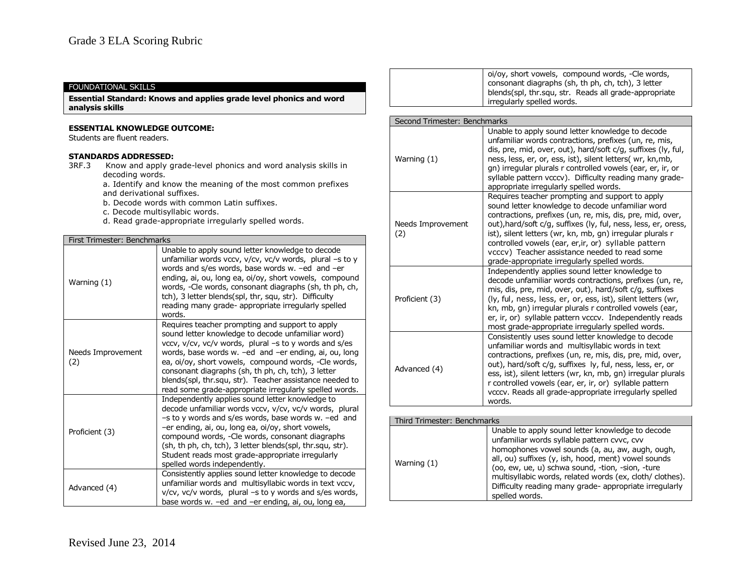# Grade 3 ELA Scoring Rubric

FOUNDATIONAL SKILLS

**Essential Standard: Knows and applies grade level phonics and word analysis skills**

**ESSENTIAL KNOWLEDGE OUTCOME:**
Students are fluent readers.

**STANDARDS ADDRESSED:**
3RF.3 Know and apply grade-level phonics and word analysis skills in decoding words.
a. Identify and know the meaning of the most common prefixes and derivational suffixes.
b. Decode words with common Latin suffixes.
c. Decode multisyllabic words.
d. Read grade-appropriate irregularly spelled words.

| First Trimester: Benchmarks | |
|---|---|
| Warning (1) | Unable to apply sound letter knowledge to decode unfamiliar words vccv, v/cv, vc/v words, plural –s to y words and s/es words, base words w. –ed and –er ending, ai, ou, long ea, oi/oy, short vowels, compound words, -Cle words, consonant diagraphs (sh, th ph, ch, tch), 3 letter blends(spl, thr, squ, str). Difficulty reading many grade- appropriate irregularly spelled words. |
| Needs Improvement (2) | Requires teacher prompting and support to apply sound letter knowledge to decode unfamiliar word) vccv, v/cv, vc/v words, plural –s to y words and s/es words, base words w. –ed and –er ending, ai, ou, long ea, oi/oy, short vowels, compound words, -Cle words, consonant diagraphs (sh, th ph, ch, tch), 3 letter blends(spl, thr.squ, str). Teacher assistance needed to read some grade-appropriate irregularly spelled words. |
| Proficient (3) | Independently applies sound letter knowledge to decode unfamiliar words vccv, v/cv, vc/v words, plural –s to y words and s/es words, base words w. –ed and –er ending, ai, ou, long ea, oi/oy, short vowels, compound words, -Cle words, consonant diagraphs (sh, th ph, ch, tch), 3 letter blends(spl, thr.squ, str). Student reads most grade-appropriate irregularly spelled words independently. |
| Advanced (4) | Consistently applies sound letter knowledge to decode unfamiliar words and multisyllabic words in text vccv, v/cv, vc/v words, plural –s to y words and s/es words, base words w. –ed and –er ending, ai, ou, long ea, oi/oy, short vowels, compound words, -Cle words, consonant diagraphs (sh, th ph, ch, tch), 3 letter blends(spl, thr.squ, str. Reads all grade-appropriate irregularly spelled words. |

| Second Trimester: Benchmarks | |
|---|---|
| Warning (1) | Unable to apply sound letter knowledge to decode unfamiliar words contractions, prefixes (un, re, mis, dis, pre, mid, over, out), hard/soft c/g, suffixes (ly, ful, ness, less, er, or, ess, ist), silent letters( wr, kn,mb, gn) irregular plurals r controlled vowels (ear, er, ir, or syllable pattern vcccv). Difficulty reading many grade-appropriate irregularly spelled words. |
| Needs Improvement (2) | Requires teacher prompting and support to apply sound letter knowledge to decode unfamiliar word contractions, prefixes (un, re, mis, dis, pre, mid, over, out),hard/soft c/g, suffixes (ly, ful, ness, less, er, oress, ist), silent letters (wr, kn, mb, gn) irregular plurals r controlled vowels (ear, er,ir, or) syllable pattern vcccv) Teacher assistance needed to read some grade-appropriate irregularly spelled words. |
| Proficient (3) | Independently applies sound letter knowledge to decode unfamiliar words contractions, prefixes (un, re, mis, dis, pre, mid, over, out), hard/soft c/g, suffixes (ly, ful, ness, less, er, or, ess, ist), silent letters (wr, kn, mb, gn) irregular plurals r controlled vowels (ear, er, ir, or) syllable pattern vcccv. Independently reads most grade-appropriate irregularly spelled words. |
| Advanced (4) | Consistently uses sound letter knowledge to decode unfamiliar words and multisyllabic words in text contractions, prefixes (un, re, mis, dis, pre, mid, over, out), hard/soft c/g, suffixes ly, ful, ness, less, er, or ess, ist), silent letters (wr, kn, mb, gn) irregular plurals r controlled vowels (ear, er, ir, or) syllable pattern vcccv. Reads all grade-appropriate irregularly spelled words. |

| Third Trimester: Benchmarks | |
|---|---|
| Warning (1) | Unable to apply sound letter knowledge to decode unfamiliar words syllable pattern cvvc, cvv homophones vowel sounds (a, au, aw, augh, ough, all, ou) suffixes (y, ish, hood, ment) vowel sounds (oo, ew, ue, u) schwa sound, -tion, -sion, -ture multisyllabic words, related words (ex, cloth/ clothes). Difficulty reading many grade- appropriate irregularly spelled words. |

Revised June 23, 2014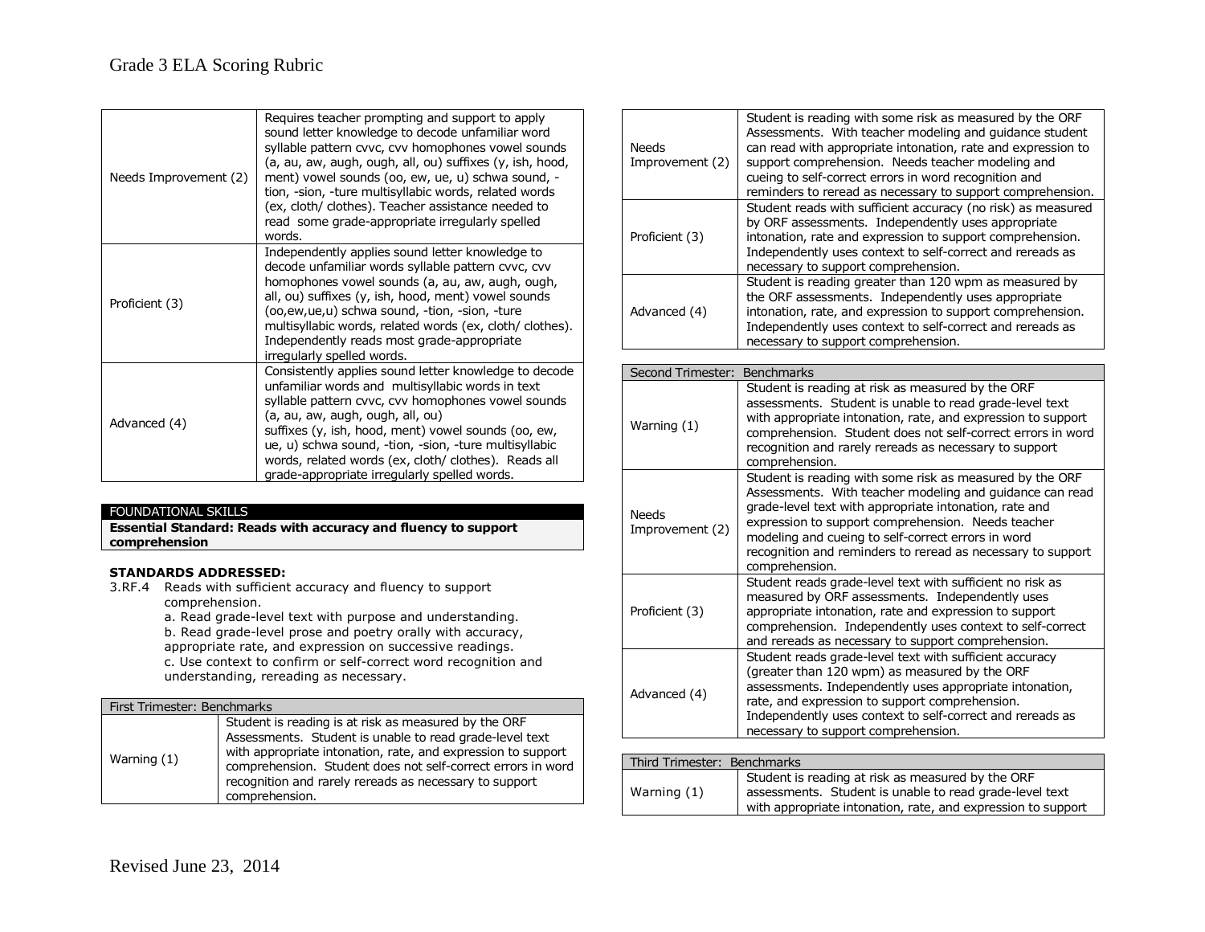| | |
|---|---|
| Needs Improvement (2) | Requires teacher prompting and support to apply sound letter knowledge to decode unfamiliar word syllable pattern cvvc, cvv homophones vowel sounds (a, au, aw, augh, ough, all, ou) suffixes (y, ish, hood, ment) vowel sounds (oo, ew, ue, u) schwa sound, -tion, -sion, -ture multisyllabic words, related words (ex, cloth/ clothes). Teacher assistance needed to read some grade-appropriate irregularly spelled words. |
| Proficient (3) | Independently applies sound letter knowledge to decode unfamiliar words syllable pattern cvvc, cvv homophones vowel sounds (a, au, aw, augh, ough, all, ou) suffixes (y, ish, hood, ment) vowel sounds (oo,ew,ue,u) schwa sound, -tion, -sion, -ture multisyllabic words, related words (ex, cloth/ clothes). Independently reads most grade-appropriate irregularly spelled words. |
| Advanced (4) | Consistently applies sound letter knowledge to decode unfamiliar words and multisyllabic words in text syllable pattern cvvc, cvv homophones vowel sounds (a, au, aw, augh, ough, all, ou) suffixes (y, ish, hood, ment) vowel sounds (oo, ew, ue, u) schwa sound, -tion, -sion, -ture multisyllabic words, related words (ex, cloth/ clothes). Reads all grade-appropriate irregularly spelled words. |

FOUNDATIONAL SKILLS

**Essential Standard: Reads with accuracy and fluency to support comprehension**

**STANDARDS ADDRESSED:**

3.RF.4 Reads with sufficient accuracy and fluency to support comprehension.
- a. Read grade-level text with purpose and understanding.
- b. Read grade-level prose and poetry orally with accuracy, appropriate rate, and expression on successive readings.
- c. Use context to confirm or self-correct word recognition and understanding, rereading as necessary.

| First Trimester: Benchmarks | |
|---|---|
| Warning (1) | Student is reading is at risk as measured by the ORF Assessments. Student is unable to read grade-level text with appropriate intonation, rate, and expression to support comprehension. Student does not self-correct errors in word recognition and rarely rereads as necessary to support comprehension. |
| Needs Improvement (2) | Student is reading with some risk as measured by the ORF Assessments. With teacher modeling and guidance student can read with appropriate intonation, rate and expression to support comprehension. Needs teacher modeling and cueing to self-correct errors in word recognition and reminders to reread as necessary to support comprehension. |
| Proficient (3) | Student reads with sufficient accuracy (no risk) as measured by ORF assessments. Independently uses appropriate intonation, rate and expression to support comprehension. Independently uses context to self-correct and rereads as necessary to support comprehension. |
| Advanced (4) | Student is reading greater than 120 wpm as measured by the ORF assessments. Independently uses appropriate intonation, rate, and expression to support comprehension. Independently uses context to self-correct and rereads as necessary to support comprehension. |

| Second Trimester: Benchmarks | |
|---|---|
| Warning (1) | Student is reading at risk as measured by the ORF assessments. Student is unable to read grade-level text with appropriate intonation, rate, and expression to support comprehension. Student does not self-correct errors in word recognition and rarely rereads as necessary to support comprehension. |
| Needs Improvement (2) | Student is reading with some risk as measured by the ORF Assessments. With teacher modeling and guidance can read grade-level text with appropriate intonation, rate and expression to support comprehension. Needs teacher modeling and cueing to self-correct errors in word recognition and reminders to reread as necessary to support comprehension. |
| Proficient (3) | Student reads grade-level text with sufficient no risk as measured by ORF assessments. Independently uses appropriate intonation, rate and expression to support comprehension. Independently uses context to self-correct and rereads as necessary to support comprehension. |
| Advanced (4) | Student reads grade-level text with sufficient accuracy (greater than 120 wpm) as measured by the ORF assessments. Independently uses appropriate intonation, rate, and expression to support comprehension. Independently uses context to self-correct and rereads as necessary to support comprehension. |

| Third Trimester: Benchmarks | |
|---|---|
| Warning (1) | Student is reading at risk as measured by the ORF assessments. Student is unable to read grade-level text with appropriate intonation, rate, and expression to support |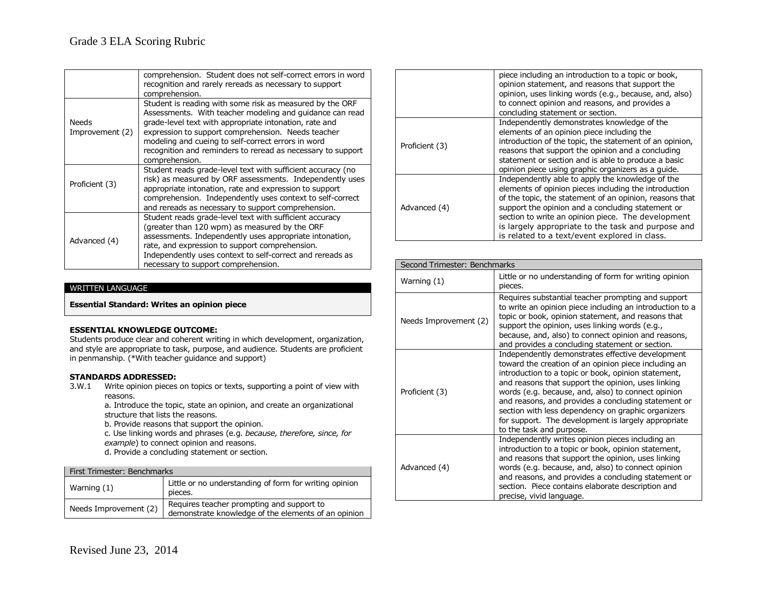| | |
|---|---|
| | comprehension. Student does not self-correct errors in word recognition and rarely rereads as necessary to support comprehension. |
| Needs Improvement (2) | Student is reading with some risk as measured by the ORF Assessments. With teacher modeling and guidance can read grade-level text with appropriate intonation, rate and expression to support comprehension. Needs teacher modeling and cueing to self-correct errors in word recognition and reminders to reread as necessary to support comprehension. |
| Proficient (3) | Student reads grade-level text with sufficient accuracy (no risk) as measured by ORF assessments. Independently uses appropriate intonation, rate and expression to support comprehension. Independently uses context to self-correct and rereads as necessary to support comprehension. |
| Advanced (4) | Student reads grade-level text with sufficient accuracy (greater than 120 wpm) as measured by the ORF assessments. Independently uses appropriate intonation, rate, and expression to support comprehension. Independently uses context to self-correct and rereads as necessary to support comprehension. |

WRITTEN LANGUAGE

**Essential Standard: Writes an opinion piece**

**ESSENTIAL KNOWLEDGE OUTCOME:**
Students produce clear and coherent writing in which development, organization, and style are appropriate to task, purpose, and audience. Students are proficient in penmanship. (*With teacher guidance and support)

**STANDARDS ADDRESSED:**
3.W.1 Write opinion pieces on topics or texts, supporting a point of view with reasons.
a. Introduce the topic, state an opinion, and create an organizational structure that lists the reasons.
b. Provide reasons that support the opinion.
c. Use linking words and phrases (e.g. *because, therefore, since, for example*) to connect opinion and reasons.
d. Provide a concluding statement or section.

| First Trimester: Benchmarks | |
|---|---|
| Warning (1) | Little or no understanding of form for writing opinion pieces. |
| Needs Improvement (2) | Requires teacher prompting and support to demonstrate knowledge of the elements of an opinion piece including an introduction to a topic or book, opinion statement, and reasons that support the opinion, uses linking words (e.g., because, and, also) to connect opinion and reasons, and provides a concluding statement or section. |
| Proficient (3) | Independently demonstrates knowledge of the elements of an opinion piece including the introduction of the topic, the statement of an opinion, reasons that support the opinion and a concluding statement or section and is able to produce a basic opinion piece using graphic organizers as a guide. |
| Advanced (4) | Independently able to apply the knowledge of the elements of opinion pieces including the introduction of the topic, the statement of an opinion, reasons that support the opinion and a concluding statement or section to write an opinion piece. The development is largely appropriate to the task and purpose and is related to a text/event explored in class. |

| Second Trimester: Benchmarks | |
|---|---|
| Warning (1) | Little or no understanding of form for writing opinion pieces. |
| Needs Improvement (2) | Requires substantial teacher prompting and support to write an opinion piece including an introduction to a topic or book, opinion statement, and reasons that support the opinion, uses linking words (e.g., because, and, also) to connect opinion and reasons, and provides a concluding statement or section. |
| Proficient (3) | Independently demonstrates effective development toward the creation of an opinion piece including an introduction to a topic or book, opinion statement, and reasons that support the opinion, uses linking words (e.g. because, and, also) to connect opinion and reasons, and provides a concluding statement or section with less dependency on graphic organizers for support. The development is largely appropriate to the task and purpose. |
| Advanced (4) | Independently writes opinion pieces including an introduction to a topic or book, opinion statement, and reasons that support the opinion, uses linking words (e.g. because, and, also) to connect opinion and reasons, and provides a concluding statement or section. Piece contains elaborate description and precise, vivid language. |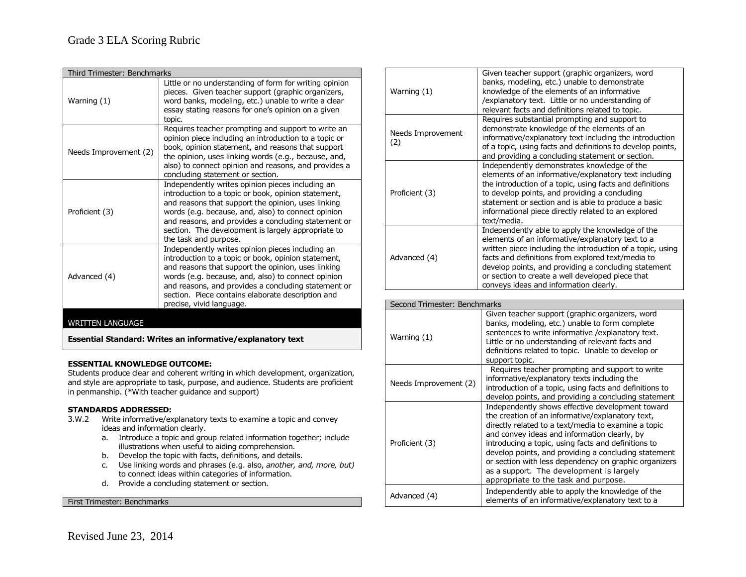| Third Trimester: Benchmarks | |
|---|---|
| Warning (1) | Little or no understanding of form for writing opinion pieces. Given teacher support (graphic organizers, word banks, modeling, etc.) unable to write a clear essay stating reasons for one's opinion on a given topic. |
| Needs Improvement (2) | Requires teacher prompting and support to write an opinion piece including an introduction to a topic or book, opinion statement, and reasons that support the opinion, uses linking words (e.g., because, and, also) to connect opinion and reasons, and provides a concluding statement or section. |
| Proficient (3) | Independently writes opinion pieces including an introduction to a topic or book, opinion statement, and reasons that support the opinion, uses linking words (e.g. because, and, also) to connect opinion and reasons, and provides a concluding statement or section. The development is largely appropriate to the task and purpose. |
| Advanced (4) | Independently writes opinion pieces including an introduction to a topic or book, opinion statement, and reasons that support the opinion, uses linking words (e.g. because, and, also) to connect opinion and reasons, and provides a concluding statement or section. Piece contains elaborate description and precise, vivid language. |

WRITTEN LANGUAGE

**Essential Standard: Writes an informative/explanatory text**

**ESSENTIAL KNOWLEDGE OUTCOME:**
Students produce clear and coherent writing in which development, organization, and style are appropriate to task, purpose, and audience. Students are proficient in penmanship. (*With teacher guidance and support)

**STANDARDS ADDRESSED:**

3.W.2 Write informative/explanatory texts to examine a topic and convey ideas and information clearly.

a. Introduce a topic and group related information together; include illustrations when useful to aiding comprehension.
b. Develop the topic with facts, definitions, and details.
c. Use linking words and phrases (e.g. also, *another, and, more, but)* to connect ideas within categories of information.
d. Provide a concluding statement or section.

| First Trimester: Benchmarks | |
|---|---|
| Warning (1) | Given teacher support (graphic organizers, word banks, modeling, etc.) unable to demonstrate knowledge of the elements of an informative /explanatory text. Little or no understanding of relevant facts and definitions related to topic. |
| Needs Improvement (2) | Requires substantial prompting and support to demonstrate knowledge of the elements of an informative/explanatory text including the introduction of a topic, using facts and definitions to develop points, and providing a concluding statement or section. |
| Proficient (3) | Independently demonstrates knowledge of the elements of an informative/explanatory text including the introduction of a topic, using facts and definitions to develop points, and providing a concluding statement or section and is able to produce a basic informational piece directly related to an explored text/media. |
| Advanced (4) | Independently able to apply the knowledge of the elements of an informative/explanatory text to a written piece including the introduction of a topic, using facts and definitions from explored text/media to develop points, and providing a concluding statement or section to create a well developed piece that conveys ideas and information clearly. |

| Second Trimester: Benchmarks | |
|---|---|
| Warning (1) | Given teacher support (graphic organizers, word banks, modeling, etc.) unable to form complete sentences to write informative /explanatory text. Little or no understanding of relevant facts and definitions related to topic. Unable to develop or support topic. |
| Needs Improvement (2) | Requires teacher prompting and support to write informative/explanatory texts including the introduction of a topic, using facts and definitions to develop points, and providing a concluding statement |
| Proficient (3) | Independently shows effective development toward the creation of an informative/explanatory text, directly related to a text/media to examine a topic and convey ideas and information clearly, by introducing a topic, using facts and definitions to develop points, and providing a concluding statement or section with less dependency on graphic organizers as a support. The development is largely appropriate to the task and purpose. |
| Advanced (4) | Independently able to apply the knowledge of the elements of an informative/explanatory text to a |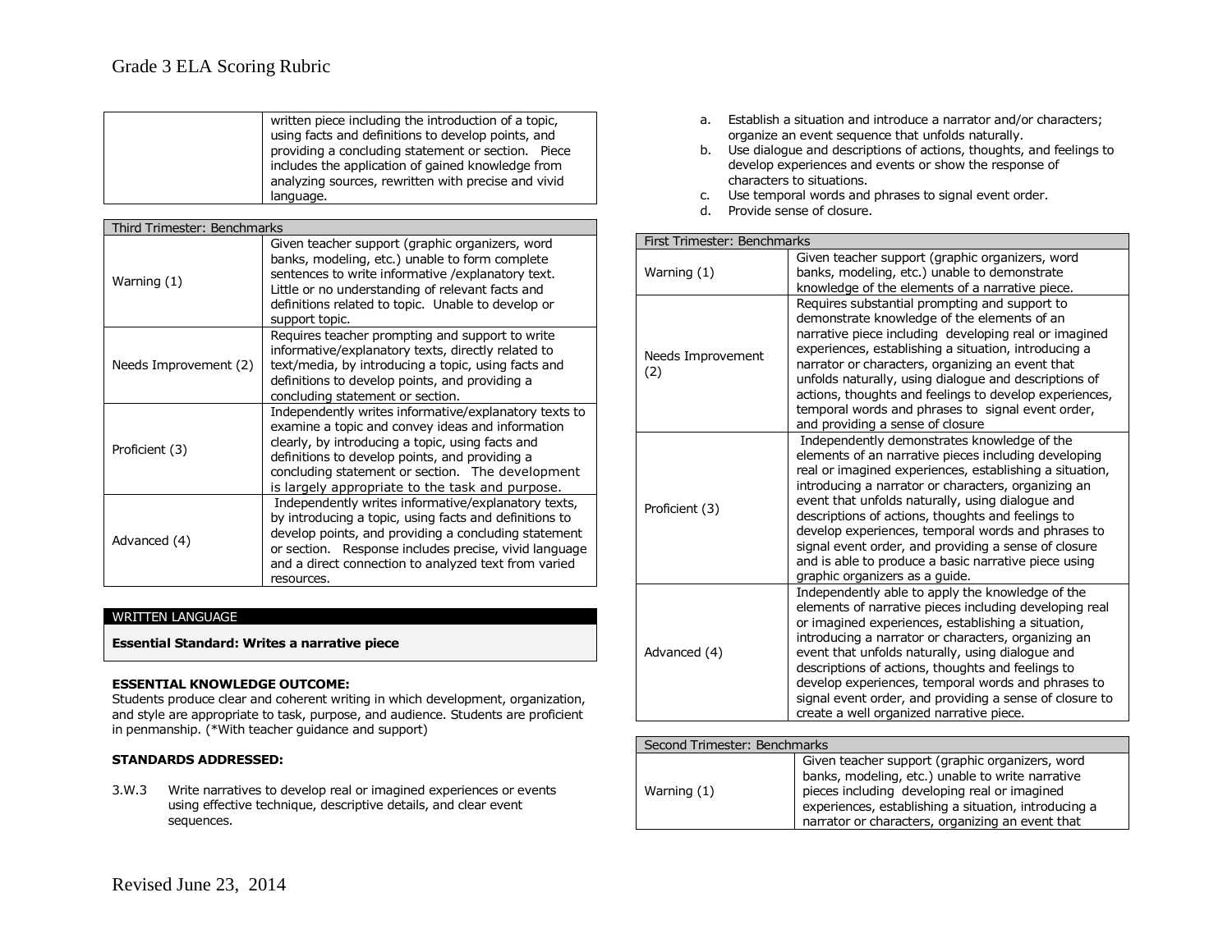| | |
|---|---|
| | written piece including the introduction of a topic, using facts and definitions to develop points, and providing a concluding statement or section. Piece includes the application of gained knowledge from analyzing sources, rewritten with precise and vivid language. |

| Third Trimester: Benchmarks | |
|---|---|
| Warning (1) | Given teacher support (graphic organizers, word banks, modeling, etc.) unable to form complete sentences to write informative /explanatory text. Little or no understanding of relevant facts and definitions related to topic. Unable to develop or support topic. |
| Needs Improvement (2) | Requires teacher prompting and support to write informative/explanatory texts, directly related to text/media, by introducing a topic, using facts and definitions to develop points, and providing a concluding statement or section. |
| Proficient (3) | Independently writes informative/explanatory texts to examine a topic and convey ideas and information clearly, by introducing a topic, using facts and definitions to develop points, and providing a concluding statement or section. The development is largely appropriate to the task and purpose. |
| Advanced (4) | Independently writes informative/explanatory texts, by introducing a topic, using facts and definitions to develop points, and providing a concluding statement or section. Response includes precise, vivid language and a direct connection to analyzed text from varied resources. |

WRITTEN LANGUAGE

**Essential Standard: Writes a narrative piece**

**ESSENTIAL KNOWLEDGE OUTCOME:**
Students produce clear and coherent writing in which development, organization, and style are appropriate to task, purpose, and audience. Students are proficient in penmanship. (*With teacher guidance and support)

**STANDARDS ADDRESSED:**

3.W.3 Write narratives to develop real or imagined experiences or events using effective technique, descriptive details, and clear event sequences.

a. Establish a situation and introduce a narrator and/or characters; organize an event sequence that unfolds naturally.
b. Use dialogue and descriptions of actions, thoughts, and feelings to develop experiences and events or show the response of characters to situations.
c. Use temporal words and phrases to signal event order.
d. Provide sense of closure.

| First Trimester: Benchmarks | |
|---|---|
| Warning (1) | Given teacher support (graphic organizers, word banks, modeling, etc.) unable to demonstrate knowledge of the elements of a narrative piece. |
| Needs Improvement (2) | Requires substantial prompting and support to demonstrate knowledge of the elements of an narrative piece including developing real or imagined experiences, establishing a situation, introducing a narrator or characters, organizing an event that unfolds naturally, using dialogue and descriptions of actions, thoughts and feelings to develop experiences, temporal words and phrases to signal event order, and providing a sense of closure |
| Proficient (3) | Independently demonstrates knowledge of the elements of an narrative pieces including developing real or imagined experiences, establishing a situation, introducing a narrator or characters, organizing an event that unfolds naturally, using dialogue and descriptions of actions, thoughts and feelings to develop experiences, temporal words and phrases to signal event order, and providing a sense of closure and is able to produce a basic narrative piece using graphic organizers as a guide. |
| Advanced (4) | Independently able to apply the knowledge of the elements of narrative pieces including developing real or imagined experiences, establishing a situation, introducing a narrator or characters, organizing an event that unfolds naturally, using dialogue and descriptions of actions, thoughts and feelings to develop experiences, temporal words and phrases to signal event order, and providing a sense of closure to create a well organized narrative piece. |

| Second Trimester: Benchmarks | |
|---|---|
| Warning (1) | Given teacher support (graphic organizers, word banks, modeling, etc.) unable to write narrative pieces including developing real or imagined experiences, establishing a situation, introducing a narrator or characters, organizing an event that |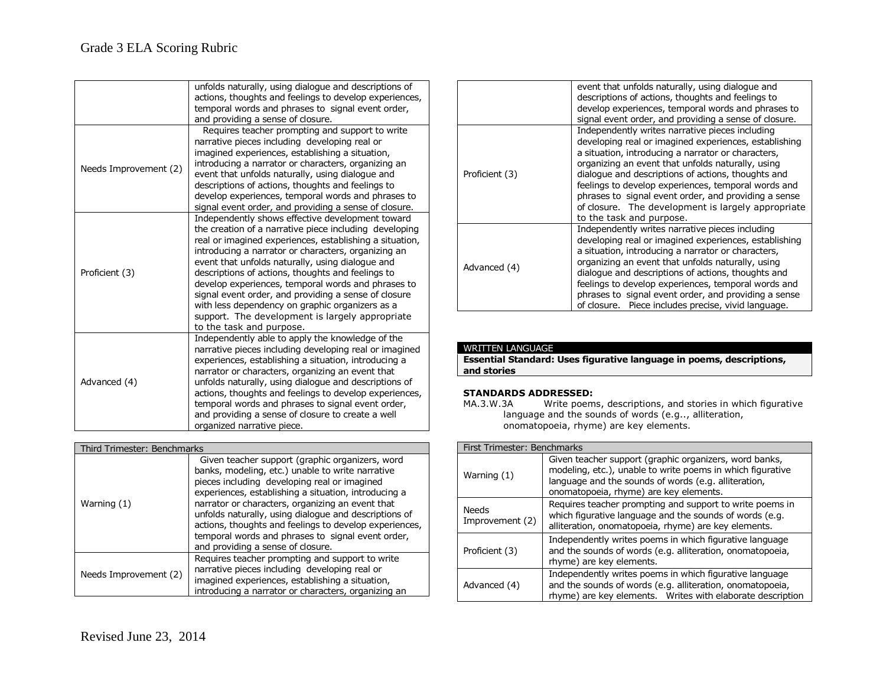| | |
|---|---|
| | unfolds naturally, using dialogue and descriptions of actions, thoughts and feelings to develop experiences, temporal words and phrases to signal event order, and providing a sense of closure. |
| Needs Improvement (2) | Requires teacher prompting and support to write narrative pieces including developing real or imagined experiences, establishing a situation, introducing a narrator or characters, organizing an event that unfolds naturally, using dialogue and descriptions of actions, thoughts and feelings to develop experiences, temporal words and phrases to signal event order, and providing a sense of closure. |
| Proficient (3) | Independently shows effective development toward the creation of a narrative piece including developing real or imagined experiences, establishing a situation, introducing a narrator or characters, organizing an event that unfolds naturally, using dialogue and descriptions of actions, thoughts and feelings to develop experiences, temporal words and phrases to signal event order, and providing a sense of closure with less dependency on graphic organizers as a support. The development is largely appropriate to the task and purpose. |
| Advanced (4) | Independently able to apply the knowledge of the narrative pieces including developing real or imagined experiences, establishing a situation, introducing a narrator or characters, organizing an event that unfolds naturally, using dialogue and descriptions of actions, thoughts and feelings to develop experiences, temporal words and phrases to signal event order, and providing a sense of closure to create a well organized narrative piece. |

| Third Trimester: Benchmarks | |
|---|---|
| Warning (1) | Given teacher support (graphic organizers, word banks, modeling, etc.) unable to write narrative pieces including developing real or imagined experiences, establishing a situation, introducing a narrator or characters, organizing an event that unfolds naturally, using dialogue and descriptions of actions, thoughts and feelings to develop experiences, temporal words and phrases to signal event order, and providing a sense of closure. |
| Needs Improvement (2) | Requires teacher prompting and support to write narrative pieces including developing real or imagined experiences, establishing a situation, introducing a narrator or characters, organizing an event that unfolds naturally, using dialogue and descriptions of actions, thoughts and feelings to develop experiences, temporal words and phrases to signal event order, and providing a sense of closure. |
| Proficient (3) | Independently writes narrative pieces including developing real or imagined experiences, establishing a situation, introducing a narrator or characters, organizing an event that unfolds naturally, using dialogue and descriptions of actions, thoughts and feelings to develop experiences, temporal words and phrases to signal event order, and providing a sense of closure. The development is largely appropriate to the task and purpose. |
| Advanced (4) | Independently writes narrative pieces including developing real or imagined experiences, establishing a situation, introducing a narrator or characters, organizing an event that unfolds naturally, using dialogue and descriptions of actions, thoughts and feelings to develop experiences, temporal words and phrases to signal event order, and providing a sense of closure. Piece includes precise, vivid language. |

WRITTEN LANGUAGE

**Essential Standard: Uses figurative language in poems, descriptions, and stories**

**STANDARDS ADDRESSED:**

MA.3.W.3A Write poems, descriptions, and stories in which figurative language and the sounds of words (e.g.., alliteration, onomatopoeia, rhyme) are key elements.

| First Trimester: Benchmarks | |
|---|---|
| Warning (1) | Given teacher support (graphic organizers, word banks, modeling, etc.), unable to write poems in which figurative language and the sounds of words (e.g. alliteration, onomatopoeia, rhyme) are key elements. |
| Needs Improvement (2) | Requires teacher prompting and support to write poems in which figurative language and the sounds of words (e.g. alliteration, onomatopoeia, rhyme) are key elements. |
| Proficient (3) | Independently writes poems in which figurative language and the sounds of words (e.g. alliteration, onomatopoeia, rhyme) are key elements. |
| Advanced (4) | Independently writes poems in which figurative language and the sounds of words (e.g. alliteration, onomatopoeia, rhyme) are key elements. Writes with elaborate description |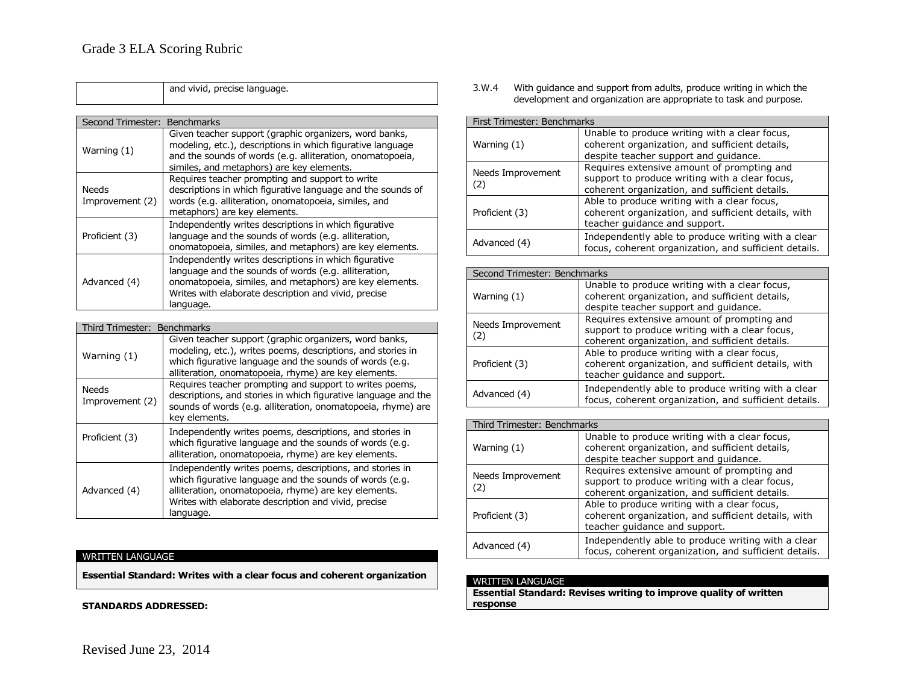| | and vivid, precise language. |
|---|---|

| Second Trimester: Benchmarks | |
|---|---|
| Warning (1) | Given teacher support (graphic organizers, word banks, modeling, etc.), descriptions in which figurative language and the sounds of words (e.g. alliteration, onomatopoeia, similes, and metaphors) are key elements. |
| Needs Improvement (2) | Requires teacher prompting and support to write descriptions in which figurative language and the sounds of words (e.g. alliteration, onomatopoeia, similes, and metaphors) are key elements. |
| Proficient (3) | Independently writes descriptions in which figurative language and the sounds of words (e.g. alliteration, onomatopoeia, similes, and metaphors) are key elements. |
| Advanced (4) | Independently writes descriptions in which figurative language and the sounds of words (e.g. alliteration, onomatopoeia, similes, and metaphors) are key elements. Writes with elaborate description and vivid, precise language. |

| Third Trimester: Benchmarks | |
|---|---|
| Warning (1) | Given teacher support (graphic organizers, word banks, modeling, etc.), writes poems, descriptions, and stories in which figurative language and the sounds of words (e.g. alliteration, onomatopoeia, rhyme) are key elements. |
| Needs Improvement (2) | Requires teacher prompting and support to writes poems, descriptions, and stories in which figurative language and the sounds of words (e.g. alliteration, onomatopoeia, rhyme) are key elements. |
| Proficient (3) | Independently writes poems, descriptions, and stories in which figurative language and the sounds of words (e.g. alliteration, onomatopoeia, rhyme) are key elements. |
| Advanced (4) | Independently writes poems, descriptions, and stories in which figurative language and the sounds of words (e.g. alliteration, onomatopoeia, rhyme) are key elements. Writes with elaborate description and vivid, precise language. |

## WRITTEN LANGUAGE

**Essential Standard: Writes with a clear focus and coherent organization**

**STANDARDS ADDRESSED:**

3.W.4 With guidance and support from adults, produce writing in which the development and organization are appropriate to task and purpose.

| First Trimester: Benchmarks | |
|---|---|
| Warning (1) | Unable to produce writing with a clear focus, coherent organization, and sufficient details, despite teacher support and guidance. |
| Needs Improvement (2) | Requires extensive amount of prompting and support to produce writing with a clear focus, coherent organization, and sufficient details. |
| Proficient (3) | Able to produce writing with a clear focus, coherent organization, and sufficient details, with teacher guidance and support. |
| Advanced (4) | Independently able to produce writing with a clear focus, coherent organization, and sufficient details. |

| Second Trimester: Benchmarks | |
|---|---|
| Warning (1) | Unable to produce writing with a clear focus, coherent organization, and sufficient details, despite teacher support and guidance. |
| Needs Improvement (2) | Requires extensive amount of prompting and support to produce writing with a clear focus, coherent organization, and sufficient details. |
| Proficient (3) | Able to produce writing with a clear focus, coherent organization, and sufficient details, with teacher guidance and support. |
| Advanced (4) | Independently able to produce writing with a clear focus, coherent organization, and sufficient details. |

| Third Trimester: Benchmarks | |
|---|---|
| Warning (1) | Unable to produce writing with a clear focus, coherent organization, and sufficient details, despite teacher support and guidance. |
| Needs Improvement (2) | Requires extensive amount of prompting and support to produce writing with a clear focus, coherent organization, and sufficient details. |
| Proficient (3) | Able to produce writing with a clear focus, coherent organization, and sufficient details, with teacher guidance and support. |
| Advanced (4) | Independently able to produce writing with a clear focus, coherent organization, and sufficient details. |

## WRITTEN LANGUAGE

**Essential Standard: Revises writing to improve quality of written response**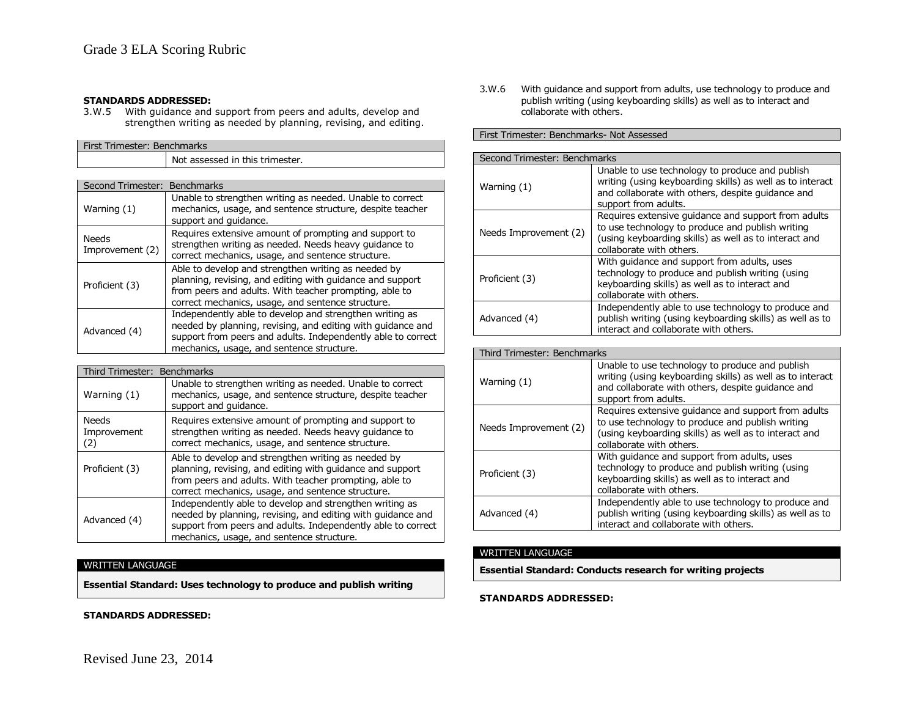**STANDARDS ADDRESSED:**

3.W.5 With guidance and support from peers and adults, develop and strengthen writing as needed by planning, revising, and editing.

| First Trimester: Benchmarks | |
|---|---|
| | Not assessed in this trimester. |

| Second Trimester: Benchmarks | |
|---|---|
| Warning (1) | Unable to strengthen writing as needed. Unable to correct mechanics, usage, and sentence structure, despite teacher support and guidance. |
| Needs Improvement (2) | Requires extensive amount of prompting and support to strengthen writing as needed. Needs heavy guidance to correct mechanics, usage, and sentence structure. |
| Proficient (3) | Able to develop and strengthen writing as needed by planning, revising, and editing with guidance and support from peers and adults. With teacher prompting, able to correct mechanics, usage, and sentence structure. |
| Advanced (4) | Independently able to develop and strengthen writing as needed by planning, revising, and editing with guidance and support from peers and adults. Independently able to correct mechanics, usage, and sentence structure. |

| Third Trimester: Benchmarks | |
|---|---|
| Warning (1) | Unable to strengthen writing as needed. Unable to correct mechanics, usage, and sentence structure, despite teacher support and guidance. |
| Needs Improvement (2) | Requires extensive amount of prompting and support to strengthen writing as needed. Needs heavy guidance to correct mechanics, usage, and sentence structure. |
| Proficient (3) | Able to develop and strengthen writing as needed by planning, revising, and editing with guidance and support from peers and adults. With teacher prompting, able to correct mechanics, usage, and sentence structure. |
| Advanced (4) | Independently able to develop and strengthen writing as needed by planning, revising, and editing with guidance and support from peers and adults. Independently able to correct mechanics, usage, and sentence structure. |

## WRITTEN LANGUAGE

**Essential Standard: Uses technology to produce and publish writing**

**STANDARDS ADDRESSED:**

3.W.6 With guidance and support from adults, use technology to produce and publish writing (using keyboarding skills) as well as to interact and collaborate with others.

| First Trimester: Benchmarks- Not Assessed |
|---|

| Second Trimester: Benchmarks | |
|---|---|
| Warning (1) | Unable to use technology to produce and publish writing (using keyboarding skills) as well as to interact and collaborate with others, despite guidance and support from adults. |
| Needs Improvement (2) | Requires extensive guidance and support from adults to use technology to produce and publish writing (using keyboarding skills) as well as to interact and collaborate with others. |
| Proficient (3) | With guidance and support from adults, uses technology to produce and publish writing (using keyboarding skills) as well as to interact and collaborate with others. |
| Advanced (4) | Independently able to use technology to produce and publish writing (using keyboarding skills) as well as to interact and collaborate with others. |

| Third Trimester: Benchmarks | |
|---|---|
| Warning (1) | Unable to use technology to produce and publish writing (using keyboarding skills) as well as to interact and collaborate with others, despite guidance and support from adults. |
| Needs Improvement (2) | Requires extensive guidance and support from adults to use technology to produce and publish writing (using keyboarding skills) as well as to interact and collaborate with others. |
| Proficient (3) | With guidance and support from adults, uses technology to produce and publish writing (using keyboarding skills) as well as to interact and collaborate with others. |
| Advanced (4) | Independently able to use technology to produce and publish writing (using keyboarding skills) as well as to interact and collaborate with others. |

## WRITTEN LANGUAGE

**Essential Standard: Conducts research for writing projects**

**STANDARDS ADDRESSED:**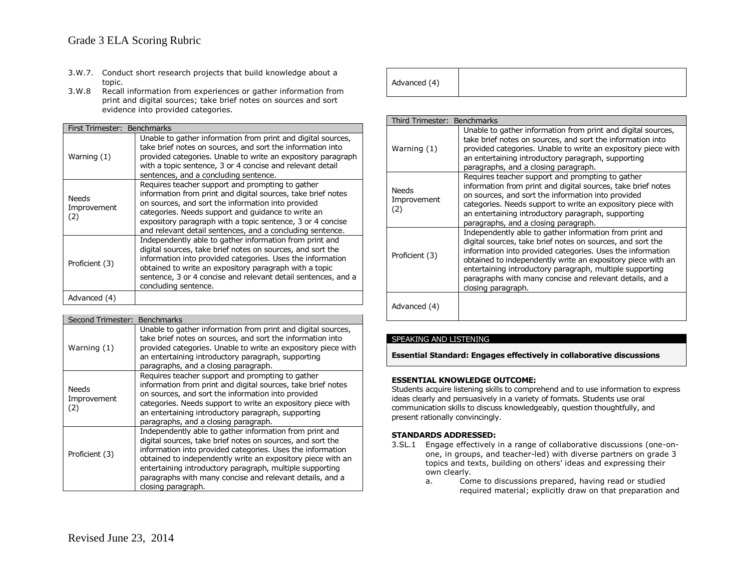- 3.W.7. Conduct short research projects that build knowledge about a topic.
- 3.W.8 Recall information from experiences or gather information from print and digital sources; take brief notes on sources and sort evidence into provided categories.

| First Trimester: Benchmarks | |
|---|---|
| Warning (1) | Unable to gather information from print and digital sources, take brief notes on sources, and sort the information into provided categories. Unable to write an expository paragraph with a topic sentence, 3 or 4 concise and relevant detail sentences, and a concluding sentence. |
| Needs Improvement (2) | Requires teacher support and prompting to gather information from print and digital sources, take brief notes on sources, and sort the information into provided categories. Needs support and guidance to write an expository paragraph with a topic sentence, 3 or 4 concise and relevant detail sentences, and a concluding sentence. |
| Proficient (3) | Independently able to gather information from print and digital sources, take brief notes on sources, and sort the information into provided categories. Uses the information obtained to write an expository paragraph with a topic sentence, 3 or 4 concise and relevant detail sentences, and a concluding sentence. |
| Advanced (4) | |

| Second Trimester: Benchmarks | |
|---|---|
| Warning (1) | Unable to gather information from print and digital sources, take brief notes on sources, and sort the information into provided categories. Unable to write an expository piece with an entertaining introductory paragraph, supporting paragraphs, and a closing paragraph. |
| Needs Improvement (2) | Requires teacher support and prompting to gather information from print and digital sources, take brief notes on sources, and sort the information into provided categories. Needs support to write an expository piece with an entertaining introductory paragraph, supporting paragraphs, and a closing paragraph. |
| Proficient (3) | Independently able to gather information from print and digital sources, take brief notes on sources, and sort the information into provided categories. Uses the information obtained to independently write an expository piece with an entertaining introductory paragraph, multiple supporting paragraphs with many concise and relevant details, and a closing paragraph. |
| Advanced (4) | |

| Third Trimester: Benchmarks | |
|---|---|
| Warning (1) | Unable to gather information from print and digital sources, take brief notes on sources, and sort the information into provided categories. Unable to write an expository piece with an entertaining introductory paragraph, supporting paragraphs, and a closing paragraph. |
| Needs Improvement (2) | Requires teacher support and prompting to gather information from print and digital sources, take brief notes on sources, and sort the information into provided categories. Needs support to write an expository piece with an entertaining introductory paragraph, supporting paragraphs, and a closing paragraph. |
| Proficient (3) | Independently able to gather information from print and digital sources, take brief notes on sources, and sort the information into provided categories. Uses the information obtained to independently write an expository piece with an entertaining introductory paragraph, multiple supporting paragraphs with many concise and relevant details, and a closing paragraph. |
| Advanced (4) | |

## SPEAKING AND LISTENING

**Essential Standard: Engages effectively in collaborative discussions**

**ESSENTIAL KNOWLEDGE OUTCOME:**
Students acquire listening skills to comprehend and to use information to express ideas clearly and persuasively in a variety of formats. Students use oral communication skills to discuss knowledgeably, question thoughtfully, and present rationally convincingly.

**STANDARDS ADDRESSED:**

- 3.SL.1 Engage effectively in a range of collaborative discussions (one-on-one, in groups, and teacher-led) with diverse partners on grade 3 topics and texts, building on others' ideas and expressing their own clearly.
  - a. Come to discussions prepared, having read or studied required material; explicitly draw on that preparation and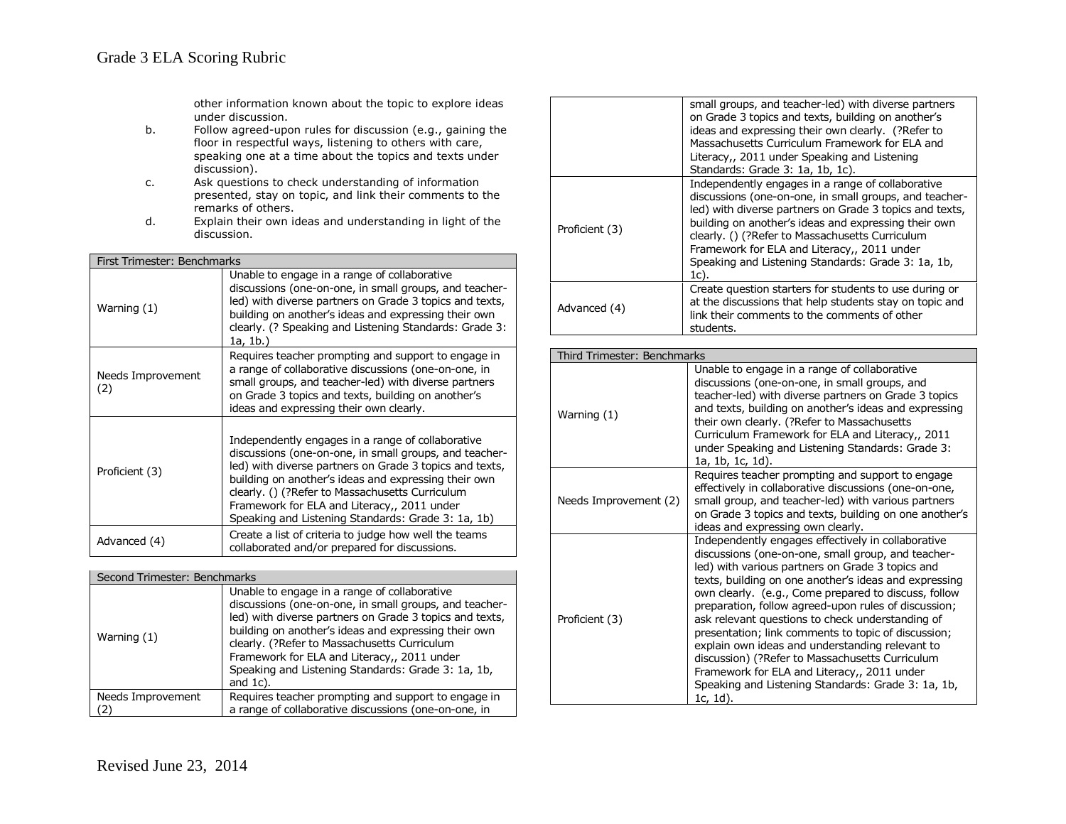other information known about the topic to explore ideas under discussion.

b. Follow agreed-upon rules for discussion (e.g., gaining the floor in respectful ways, listening to others with care, speaking one at a time about the topics and texts under discussion).

c. Ask questions to check understanding of information presented, stay on topic, and link their comments to the remarks of others.

d. Explain their own ideas and understanding in light of the discussion.

| First Trimester: Benchmarks | |
|---|---|
| Warning (1) | Unable to engage in a range of collaborative discussions (one-on-one, in small groups, and teacher-led) with diverse partners on Grade 3 topics and texts, building on another's ideas and expressing their own clearly. (? Speaking and Listening Standards: Grade 3: 1a, 1b.) |
| Needs Improvement (2) | Requires teacher prompting and support to engage in a range of collaborative discussions (one-on-one, in small groups, and teacher-led) with diverse partners on Grade 3 topics and texts, building on another's ideas and expressing their own clearly. |
| Proficient (3) | Independently engages in a range of collaborative discussions (one-on-one, in small groups, and teacher-led) with diverse partners on Grade 3 topics and texts, building on another's ideas and expressing their own clearly. () (?Refer to Massachusetts Curriculum Framework for ELA and Literacy,, 2011 under Speaking and Listening Standards: Grade 3: 1a, 1b) |
| Advanced (4) | Create a list of criteria to judge how well the teams collaborated and/or prepared for discussions. |

| Second Trimester: Benchmarks | |
|---|---|
| Warning (1) | Unable to engage in a range of collaborative discussions (one-on-one, in small groups, and teacher-led) with diverse partners on Grade 3 topics and texts, building on another's ideas and expressing their own clearly. (?Refer to Massachusetts Curriculum Framework for ELA and Literacy,, 2011 under Speaking and Listening Standards: Grade 3: 1a, 1b, and 1c). |
| Needs Improvement (2) | Requires teacher prompting and support to engage in a range of collaborative discussions (one-on-one, in small groups, and teacher-led) with diverse partners on Grade 3 topics and texts, building on another's ideas and expressing their own clearly. (?Refer to Massachusetts Curriculum Framework for ELA and Literacy,, 2011 under Speaking and Listening Standards: Grade 3: 1a, 1b, 1c). |
| Proficient (3) | Independently engages in a range of collaborative discussions (one-on-one, in small groups, and teacher-led) with diverse partners on Grade 3 topics and texts, building on another's ideas and expressing their own clearly. () (?Refer to Massachusetts Curriculum Framework for ELA and Literacy,, 2011 under Speaking and Listening Standards: Grade 3: 1a, 1b, 1c). |
| Advanced (4) | Create question starters for students to use during or at the discussions that help students stay on topic and link their comments to the comments of other students. |

| Third Trimester: Benchmarks | |
|---|---|
| Warning (1) | Unable to engage in a range of collaborative discussions (one-on-one, in small groups, and teacher-led) with diverse partners on Grade 3 topics and texts, building on another's ideas and expressing their own clearly. (?Refer to Massachusetts Curriculum Framework for ELA and Literacy,, 2011 under Speaking and Listening Standards: Grade 3: 1a, 1b, 1c, 1d). |
| Needs Improvement (2) | Requires teacher prompting and support to engage effectively in collaborative discussions (one-on-one, small group, and teacher-led) with various partners on Grade 3 topics and texts, building on one another's ideas and expressing own clearly. |
| Proficient (3) | Independently engages effectively in collaborative discussions (one-on-one, small group, and teacher-led) with various partners on Grade 3 topics and texts, building on one another's ideas and expressing own clearly. (e.g., Come prepared to discuss, follow preparation, follow agreed-upon rules of discussion; ask relevant questions to check understanding of presentation; link comments to topic of discussion; explain own ideas and understanding relevant to discussion) (?Refer to Massachusetts Curriculum Framework for ELA and Literacy,, 2011 under Speaking and Listening Standards: Grade 3: 1a, 1b, 1c, 1d). |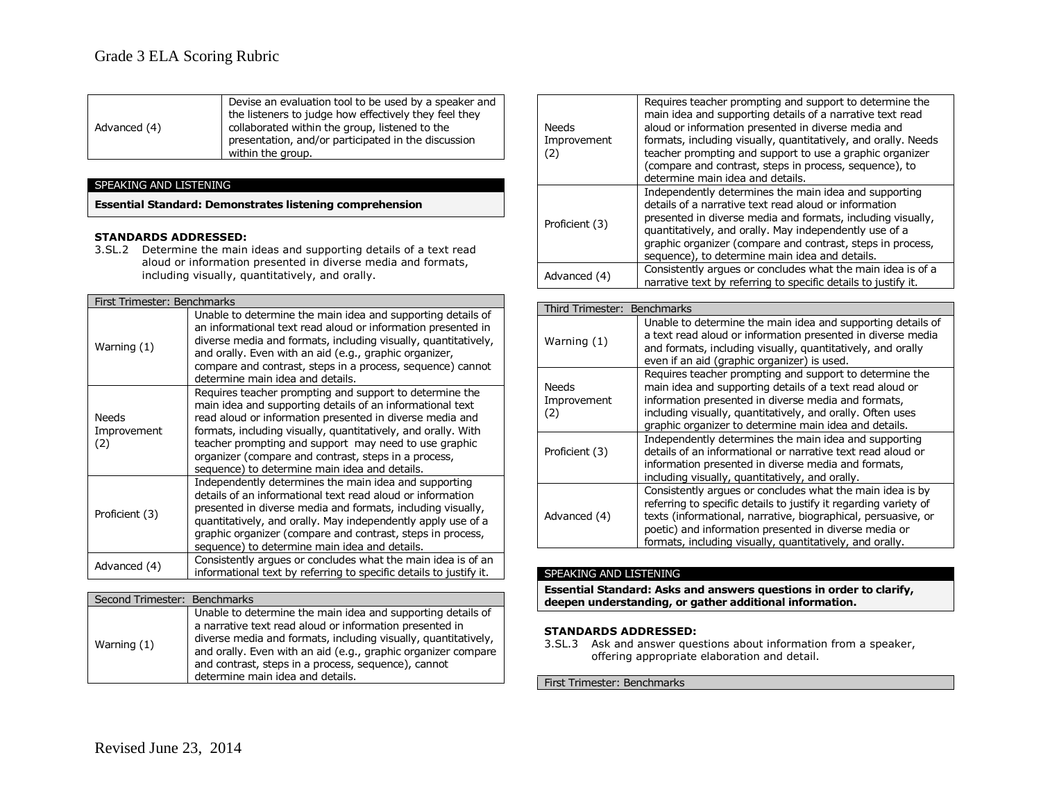| | |
|---|---|
| Advanced (4) | Devise an evaluation tool to be used by a speaker and the listeners to judge how effectively they feel they collaborated within the group, listened to the presentation, and/or participated in the discussion within the group. |

SPEAKING AND LISTENING

**Essential Standard: Demonstrates listening comprehension**

**STANDARDS ADDRESSED:**

3.SL.2 Determine the main ideas and supporting details of a text read aloud or information presented in diverse media and formats, including visually, quantitatively, and orally.

| First Trimester: Benchmarks | |
|---|---|
| Warning (1) | Unable to determine the main idea and supporting details of an informational text read aloud or information presented in diverse media and formats, including visually, quantitatively, and orally. Even with an aid (e.g., graphic organizer, compare and contrast, steps in a process, sequence) cannot determine main idea and details. |
| Needs Improvement (2) | Requires teacher prompting and support to determine the main idea and supporting details of an informational text read aloud or information presented in diverse media and formats, including visually, quantitatively, and orally. With teacher prompting and support may need to use graphic organizer (compare and contrast, steps in a process, sequence) to determine main idea and details. |
| Proficient (3) | Independently determines the main idea and supporting details of an informational text read aloud or information presented in diverse media and formats, including visually, quantitatively, and orally. May independently apply use of a graphic organizer (compare and contrast, steps in process, sequence) to determine main idea and details. |
| Advanced (4) | Consistently argues or concludes what the main idea is of an informational text by referring to specific details to justify it. |

| Second Trimester: Benchmarks | |
|---|---|
| Warning (1) | Unable to determine the main idea and supporting details of a narrative text read aloud or information presented in diverse media and formats, including visually, quantitatively, and orally. Even with an aid (e.g., graphic organizer compare and contrast, steps in a process, sequence), cannot determine main idea and details. |
| Needs Improvement (2) | Requires teacher prompting and support to determine the main idea and supporting details of a narrative text read aloud or information presented in diverse media and formats, including visually, quantitatively, and orally. Needs teacher prompting and support to use a graphic organizer (compare and contrast, steps in process, sequence), to determine main idea and details. |
| Proficient (3) | Independently determines the main idea and supporting details of a narrative text read aloud or information presented in diverse media and formats, including visually, quantitatively, and orally. May independently use of a graphic organizer (compare and contrast, steps in process, sequence), to determine main idea and details. |
| Advanced (4) | Consistently argues or concludes what the main idea is of a narrative text by referring to specific details to justify it. |

| Third Trimester: Benchmarks | |
|---|---|
| Warning (1) | Unable to determine the main idea and supporting details of a text read aloud or information presented in diverse media and formats, including visually, quantitatively, and orally even if an aid (graphic organizer) is used. |
| Needs Improvement (2) | Requires teacher prompting and support to determine the main idea and supporting details of a text read aloud or information presented in diverse media and formats, including visually, quantitatively, and orally. Often uses graphic organizer to determine main idea and details. |
| Proficient (3) | Independently determines the main idea and supporting details of an informational or narrative text read aloud or information presented in diverse media and formats, including visually, quantitatively, and orally. |
| Advanced (4) | Consistently argues or concludes what the main idea is by referring to specific details to justify it regarding variety of texts (informational, narrative, biographical, persuasive, or poetic) and information presented in diverse media or formats, including visually, quantitatively, and orally. |

SPEAKING AND LISTENING

**Essential Standard: Asks and answers questions in order to clarify, deepen understanding, or gather additional information.**

**STANDARDS ADDRESSED:**

3.SL.3 Ask and answer questions about information from a speaker, offering appropriate elaboration and detail.

First Trimester: Benchmarks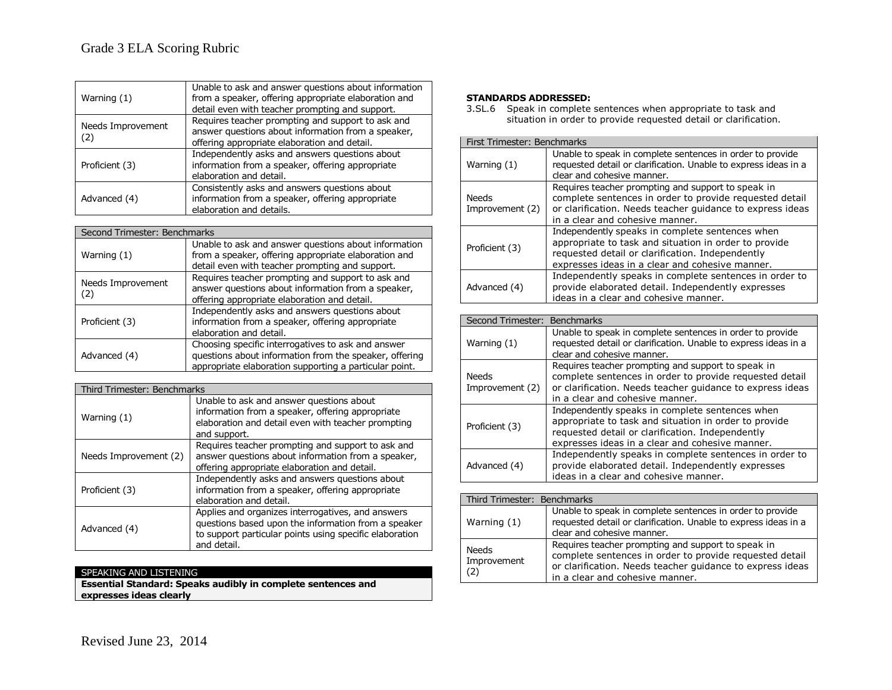| | |
|---|---|
| Warning (1) | Unable to ask and answer questions about information from a speaker, offering appropriate elaboration and detail even with teacher prompting and support. |
| Needs Improvement (2) | Requires teacher prompting and support to ask and answer questions about information from a speaker, offering appropriate elaboration and detail. |
| Proficient (3) | Independently asks and answers questions about information from a speaker, offering appropriate elaboration and detail. |
| Advanced (4) | Consistently asks and answers questions about information from a speaker, offering appropriate elaboration and details. |

| Second Trimester: Benchmarks | |
|---|---|
| Warning (1) | Unable to ask and answer questions about information from a speaker, offering appropriate elaboration and detail even with teacher prompting and support. |
| Needs Improvement (2) | Requires teacher prompting and support to ask and answer questions about information from a speaker, offering appropriate elaboration and detail. |
| Proficient (3) | Independently asks and answers questions about information from a speaker, offering appropriate elaboration and detail. |
| Advanced (4) | Choosing specific interrogatives to ask and answer questions about information from the speaker, offering appropriate elaboration supporting a particular point. |

| Third Trimester: Benchmarks | |
|---|---|
| Warning (1) | Unable to ask and answer questions about information from a speaker, offering appropriate elaboration and detail even with teacher prompting and support. |
| Needs Improvement (2) | Requires teacher prompting and support to ask and answer questions about information from a speaker, offering appropriate elaboration and detail. |
| Proficient (3) | Independently asks and answers questions about information from a speaker, offering appropriate elaboration and detail. |
| Advanced (4) | Applies and organizes interrogatives, and answers questions based upon the information from a speaker to support particular points using specific elaboration and detail. |

## SPEAKING AND LISTENING

**Essential Standard: Speaks audibly in complete sentences and expresses ideas clearly**

**STANDARDS ADDRESSED:**

3.SL.6 Speak in complete sentences when appropriate to task and situation in order to provide requested detail or clarification.

| First Trimester: Benchmarks | |
|---|---|
| Warning (1) | Unable to speak in complete sentences in order to provide requested detail or clarification. Unable to express ideas in a clear and cohesive manner. |
| Needs Improvement (2) | Requires teacher prompting and support to speak in complete sentences in order to provide requested detail or clarification. Needs teacher guidance to express ideas in a clear and cohesive manner. |
| Proficient (3) | Independently speaks in complete sentences when appropriate to task and situation in order to provide requested detail or clarification. Independently expresses ideas in a clear and cohesive manner. |
| Advanced (4) | Independently speaks in complete sentences in order to provide elaborated detail. Independently expresses ideas in a clear and cohesive manner. |

| Second Trimester: Benchmarks | |
|---|---|
| Warning (1) | Unable to speak in complete sentences in order to provide requested detail or clarification. Unable to express ideas in a clear and cohesive manner. |
| Needs Improvement (2) | Requires teacher prompting and support to speak in complete sentences in order to provide requested detail or clarification. Needs teacher guidance to express ideas in a clear and cohesive manner. |
| Proficient (3) | Independently speaks in complete sentences when appropriate to task and situation in order to provide requested detail or clarification. Independently expresses ideas in a clear and cohesive manner. |
| Advanced (4) | Independently speaks in complete sentences in order to provide elaborated detail. Independently expresses ideas in a clear and cohesive manner. |

| Third Trimester: Benchmarks | |
|---|---|
| Warning (1) | Unable to speak in complete sentences in order to provide requested detail or clarification. Unable to express ideas in a clear and cohesive manner. |
| Needs Improvement (2) | Requires teacher prompting and support to speak in complete sentences in order to provide requested detail or clarification. Needs teacher guidance to express ideas in a clear and cohesive manner. |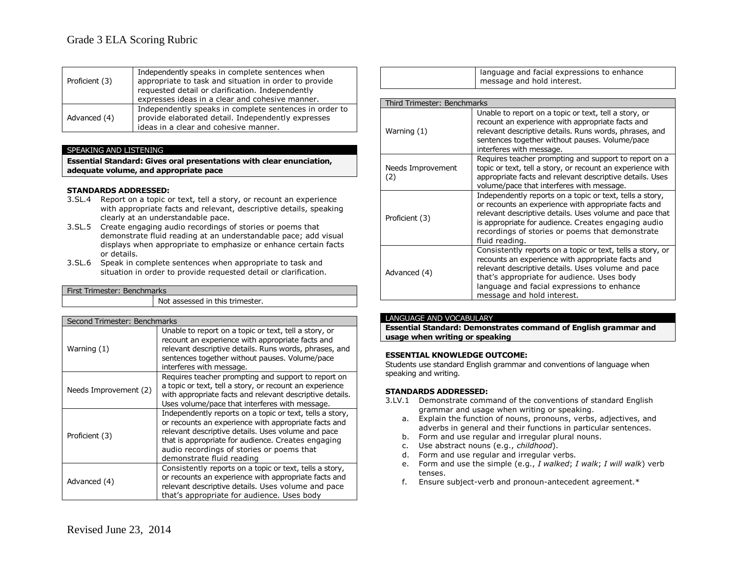| | |
|---|---|
| Proficient (3) | Independently speaks in complete sentences when appropriate to task and situation in order to provide requested detail or clarification. Independently expresses ideas in a clear and cohesive manner. |
| Advanced (4) | Independently speaks in complete sentences in order to provide elaborated detail. Independently expresses ideas in a clear and cohesive manner. |

## SPEAKING AND LISTENING

**Essential Standard: Gives oral presentations with clear enunciation, adequate volume, and appropriate pace**

**STANDARDS ADDRESSED:**

3.SL.4 Report on a topic or text, tell a story, or recount an experience with appropriate facts and relevant, descriptive details, speaking clearly at an understandable pace.

3.SL.5 Create engaging audio recordings of stories or poems that demonstrate fluid reading at an understandable pace; add visual displays when appropriate to emphasize or enhance certain facts or details.

3.SL.6 Speak in complete sentences when appropriate to task and situation in order to provide requested detail or clarification.

| First Trimester: Benchmarks | |
|---|---|
| | Not assessed in this trimester. |

| Second Trimester: Benchmarks | |
|---|---|
| Warning (1) | Unable to report on a topic or text, tell a story, or recount an experience with appropriate facts and relevant descriptive details. Runs words, phrases, and sentences together without pauses. Volume/pace interferes with message. |
| Needs Improvement (2) | Requires teacher prompting and support to report on a topic or text, tell a story, or recount an experience with appropriate facts and relevant descriptive details. Uses volume/pace that interferes with message. |
| Proficient (3) | Independently reports on a topic or text, tells a story, or recounts an experience with appropriate facts and relevant descriptive details. Uses volume and pace that is appropriate for audience. Creates engaging audio recordings of stories or poems that demonstrate fluid reading |
| Advanced (4) | Consistently reports on a topic or text, tells a story, or recounts an experience with appropriate facts and relevant descriptive details. Uses volume and pace that's appropriate for audience. Uses body language and facial expressions to enhance message and hold interest. |

| Third Trimester: Benchmarks | |
|---|---|
| Warning (1) | Unable to report on a topic or text, tell a story, or recount an experience with appropriate facts and relevant descriptive details. Runs words, phrases, and sentences together without pauses. Volume/pace interferes with message. |
| Needs Improvement (2) | Requires teacher prompting and support to report on a topic or text, tell a story, or recount an experience with appropriate facts and relevant descriptive details. Uses volume/pace that interferes with message. |
| Proficient (3) | Independently reports on a topic or text, tells a story, or recounts an experience with appropriate facts and relevant descriptive details. Uses volume and pace that is appropriate for audience. Creates engaging audio recordings of stories or poems that demonstrate fluid reading. |
| Advanced (4) | Consistently reports on a topic or text, tells a story, or recounts an experience with appropriate facts and relevant descriptive details. Uses volume and pace that's appropriate for audience. Uses body language and facial expressions to enhance message and hold interest. |

## LANGUAGE AND VOCABULARY

**Essential Standard: Demonstrates command of English grammar and usage when writing or speaking**

**ESSENTIAL KNOWLEDGE OUTCOME:**

Students use standard English grammar and conventions of language when speaking and writing.

**STANDARDS ADDRESSED:**

3.LV.1 Demonstrate command of the conventions of standard English grammar and usage when writing or speaking.

a. Explain the function of nouns, pronouns, verbs, adjectives, and adverbs in general and their functions in particular sentences.
b. Form and use regular and irregular plural nouns.
c. Use abstract nouns (e.g., *childhood*).
d. Form and use regular and irregular verbs.
e. Form and use the simple (e.g., *I walked*; *I walk*; *I will walk*) verb tenses.
f. Ensure subject-verb and pronoun-antecedent agreement.*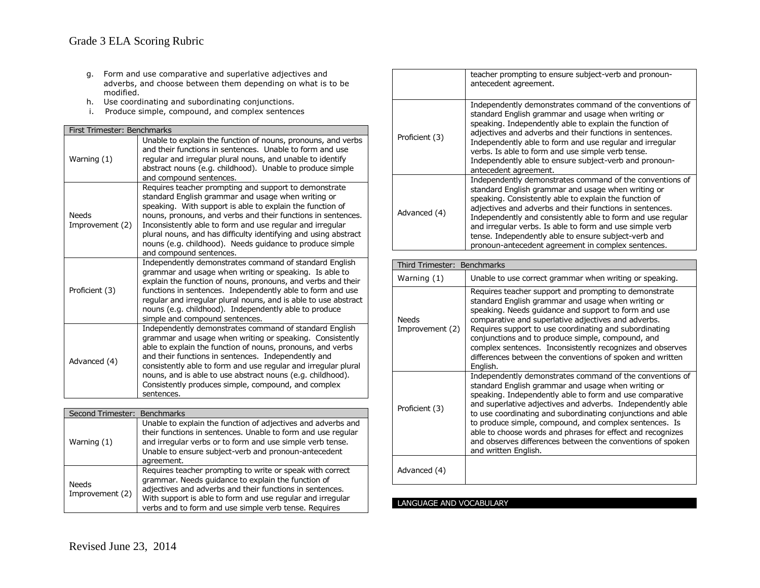g. Form and use comparative and superlative adjectives and adverbs, and choose between them depending on what is to be modified.
h. Use coordinating and subordinating conjunctions.
i. Produce simple, compound, and complex sentences

| First Trimester: Benchmarks | |
|---|---|
| Warning (1) | Unable to explain the function of nouns, pronouns, and verbs and their functions in sentences. Unable to form and use regular and irregular plural nouns, and unable to identify abstract nouns (e.g. childhood). Unable to produce simple and compound sentences. |
| Needs Improvement (2) | Requires teacher prompting and support to demonstrate standard English grammar and usage when writing or speaking. With support is able to explain the function of nouns, pronouns, and verbs and their functions in sentences. Inconsistently able to form and use regular and irregular plural nouns, and has difficulty identifying and using abstract nouns (e.g. childhood). Needs guidance to produce simple and compound sentences. |
| Proficient (3) | Independently demonstrates command of standard English grammar and usage when writing or speaking. Is able to explain the function of nouns, pronouns, and verbs and their functions in sentences. Independently able to form and use regular and irregular plural nouns, and is able to use abstract nouns (e.g. childhood). Independently able to produce simple and compound sentences. |
| Advanced (4) | Independently demonstrates command of standard English grammar and usage when writing or speaking. Consistently able to explain the function of nouns, pronouns, and verbs and their functions in sentences. Independently and consistently able to form and use regular and irregular plural nouns, and is able to use abstract nouns (e.g. childhood). Consistently produces simple, compound, and complex sentences. |

| Second Trimester: Benchmarks | |
|---|---|
| Warning (1) | Unable to explain the function of adjectives and adverbs and their functions in sentences. Unable to form and use regular and irregular verbs or to form and use simple verb tense. Unable to ensure subject-verb and pronoun-antecedent agreement. |
| Needs Improvement (2) | Requires teacher prompting to write or speak with correct grammar. Needs guidance to explain the function of adjectives and adverbs and their functions in sentences. With support is able to form and use regular and irregular verbs and to form and use simple verb tense. Requires teacher prompting to ensure subject-verb and pronoun-antecedent agreement. |
| Proficient (3) | Independently demonstrates command of the conventions of standard English grammar and usage when writing or speaking. Independently able to explain the function of adjectives and adverbs and their functions in sentences. Independently able to form and use regular and irregular verbs. Is able to form and use simple verb tense. Independently able to ensure subject-verb and pronoun-antecedent agreement. |
| Advanced (4) | Independently demonstrates command of the conventions of standard English grammar and usage when writing or speaking. Consistently able to explain the function of adjectives and adverbs and their functions in sentences. Independently and consistently able to form and use regular and irregular verbs. Is able to form and use simple verb tense. Independently able to ensure subject-verb and pronoun-antecedent agreement in complex sentences. |

| Third Trimester: Benchmarks | |
|---|---|
| Warning (1) | Unable to use correct grammar when writing or speaking. |
| Needs Improvement (2) | Requires teacher support and prompting to demonstrate standard English grammar and usage when writing or speaking. Needs guidance and support to form and use comparative and superlative adjectives and adverbs. Requires support to use coordinating and subordinating conjunctions and to produce simple, compound, and complex sentences. Inconsistently recognizes and observes differences between the conventions of spoken and written English. |
| Proficient (3) | Independently demonstrates command of the conventions of standard English grammar and usage when writing or speaking. Independently able to form and use comparative and superlative adjectives and adverbs. Independently able to use coordinating and subordinating conjunctions and able to produce simple, compound, and complex sentences. Is able to choose words and phrases for effect and recognizes and observes differences between the conventions of spoken and written English. |
| Advanced (4) | |

LANGUAGE AND VOCABULARY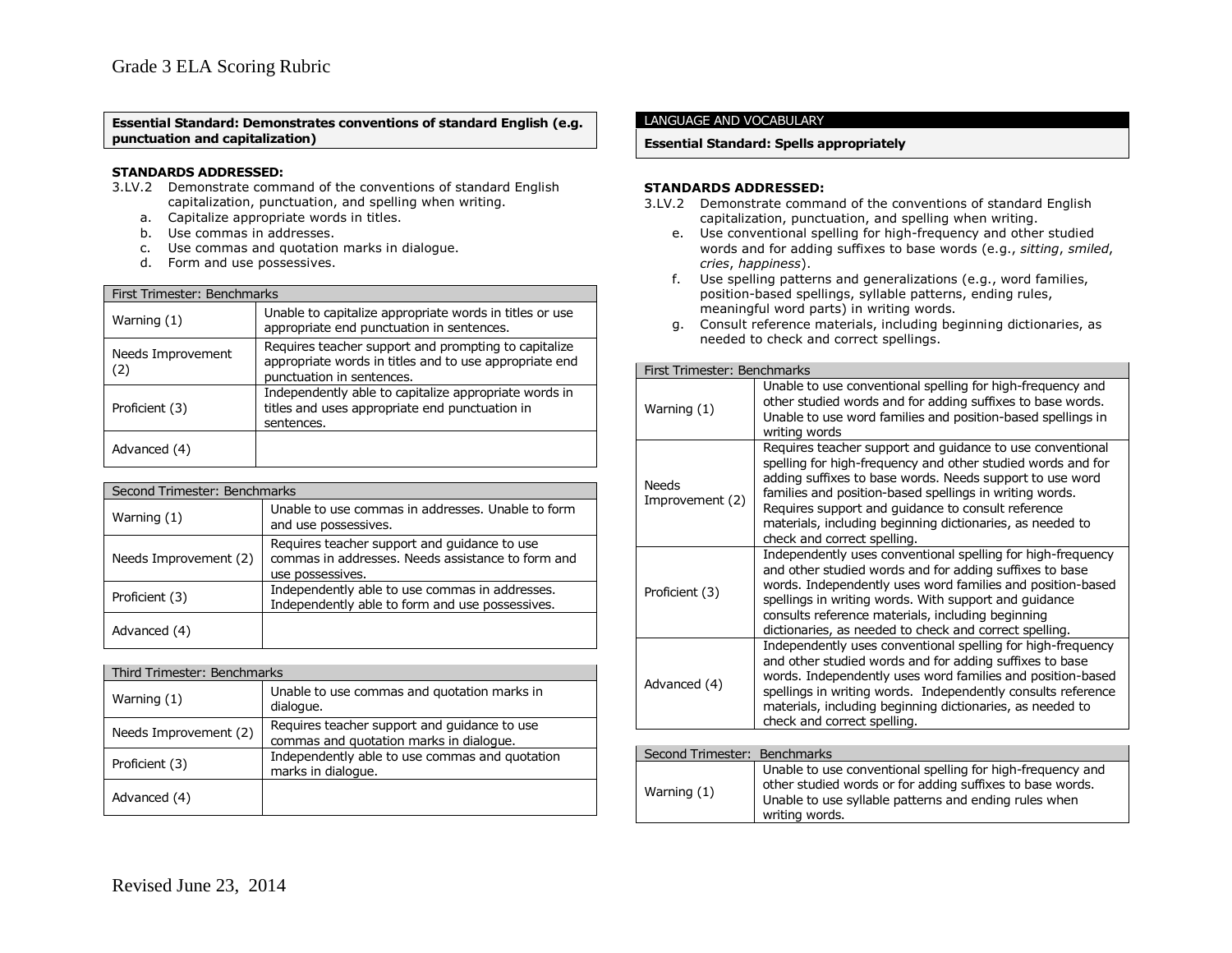**Essential Standard: Demonstrates conventions of standard English (e.g. punctuation and capitalization)**

**STANDARDS ADDRESSED:**

3.LV.2 Demonstrate command of the conventions of standard English capitalization, punctuation, and spelling when writing.

a. Capitalize appropriate words in titles.
b. Use commas in addresses.
c. Use commas and quotation marks in dialogue.
d. Form and use possessives.

| First Trimester: Benchmarks | |
|---|---|
| Warning (1) | Unable to capitalize appropriate words in titles or use appropriate end punctuation in sentences. |
| Needs Improvement (2) | Requires teacher support and prompting to capitalize appropriate words in titles and to use appropriate end punctuation in sentences. |
| Proficient (3) | Independently able to capitalize appropriate words in titles and uses appropriate end punctuation in sentences. |
| Advanced (4) | |

| Second Trimester: Benchmarks | |
|---|---|
| Warning (1) | Unable to use commas in addresses. Unable to form and use possessives. |
| Needs Improvement (2) | Requires teacher support and guidance to use commas in addresses. Needs assistance to form and use possessives. |
| Proficient (3) | Independently able to use commas in addresses. Independently able to form and use possessives. |
| Advanced (4) | |

| Third Trimester: Benchmarks | |
|---|---|
| Warning (1) | Unable to use commas and quotation marks in dialogue. |
| Needs Improvement (2) | Requires teacher support and guidance to use commas and quotation marks in dialogue. |
| Proficient (3) | Independently able to use commas and quotation marks in dialogue. |
| Advanced (4) | |

LANGUAGE AND VOCABULARY

**Essential Standard: Spells appropriately**

**STANDARDS ADDRESSED:**

3.LV.2 Demonstrate command of the conventions of standard English capitalization, punctuation, and spelling when writing.

e. Use conventional spelling for high-frequency and other studied words and for adding suffixes to base words (e.g., *sitting*, *smiled*, *cries*, *happiness*).
f. Use spelling patterns and generalizations (e.g., word families, position-based spellings, syllable patterns, ending rules, meaningful word parts) in writing words.
g. Consult reference materials, including beginning dictionaries, as needed to check and correct spellings.

| First Trimester: Benchmarks | |
|---|---|
| Warning (1) | Unable to use conventional spelling for high-frequency and other studied words and for adding suffixes to base words. Unable to use word families and position-based spellings in writing words |
| Needs Improvement (2) | Requires teacher support and guidance to use conventional spelling for high-frequency and other studied words and for adding suffixes to base words. Needs support to use word families and position-based spellings in writing words. Requires support and guidance to consult reference materials, including beginning dictionaries, as needed to check and correct spelling. |
| Proficient (3) | Independently uses conventional spelling for high-frequency and other studied words and for adding suffixes to base words. Independently uses word families and position-based spellings in writing words. With support and guidance consults reference materials, including beginning dictionaries, as needed to check and correct spelling. |
| Advanced (4) | Independently uses conventional spelling for high-frequency and other studied words and for adding suffixes to base words. Independently uses word families and position-based spellings in writing words. Independently consults reference materials, including beginning dictionaries, as needed to check and correct spelling. |

| Second Trimester: Benchmarks | |
|---|---|
| Warning (1) | Unable to use conventional spelling for high-frequency and other studied words or for adding suffixes to base words. Unable to use syllable patterns and ending rules when writing words. |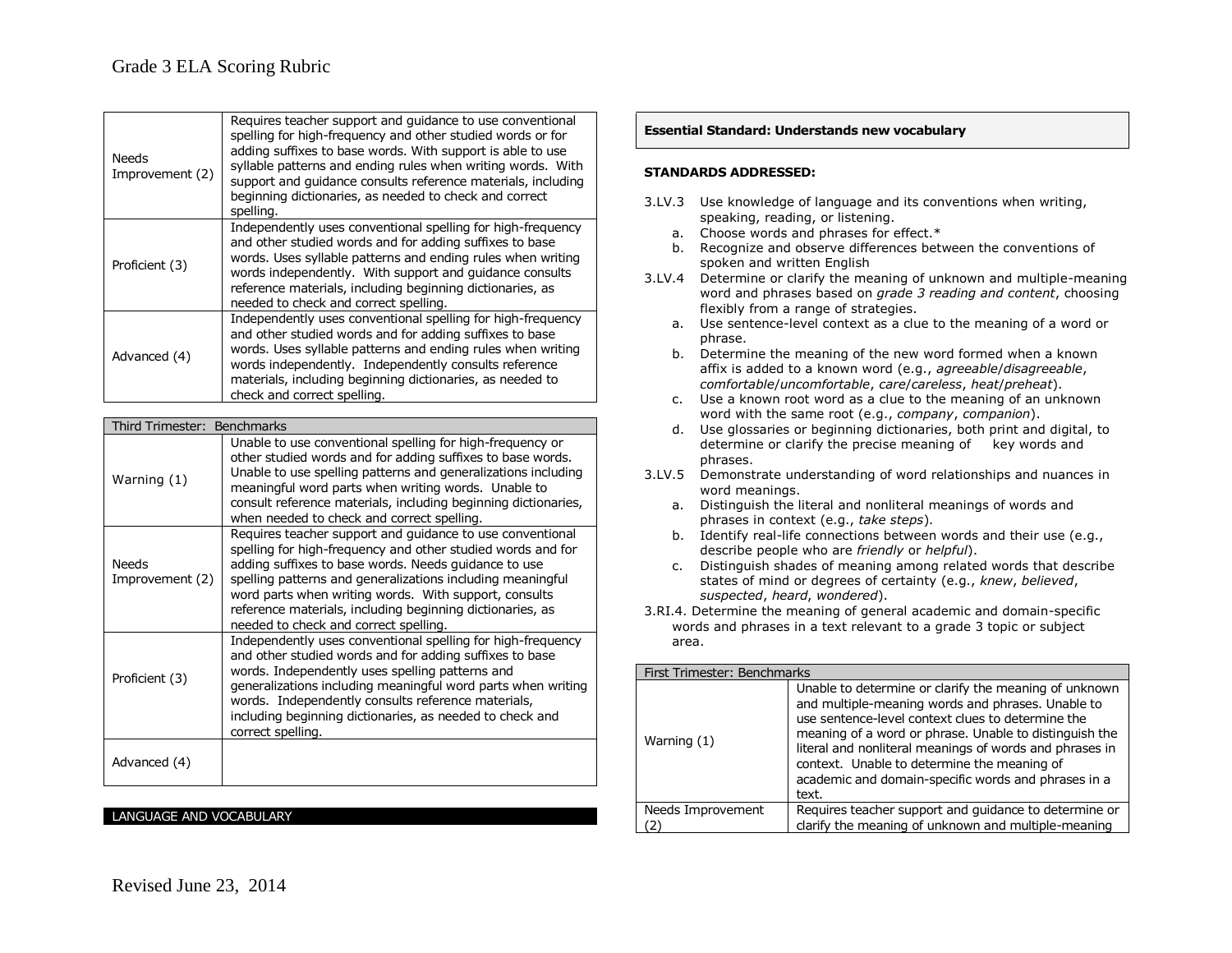| | |
|---|---|
| Needs Improvement (2) | Requires teacher support and guidance to use conventional spelling for high-frequency and other studied words or for adding suffixes to base words. With support is able to use syllable patterns and ending rules when writing words. With support and guidance consults reference materials, including beginning dictionaries, as needed to check and correct spelling. |
| Proficient (3) | Independently uses conventional spelling for high-frequency and other studied words and for adding suffixes to base words. Uses syllable patterns and ending rules when writing words independently. With support and guidance consults reference materials, including beginning dictionaries, as needed to check and correct spelling. |
| Advanced (4) | Independently uses conventional spelling for high-frequency and other studied words and for adding suffixes to base words. Uses syllable patterns and ending rules when writing words independently. Independently consults reference materials, including beginning dictionaries, as needed to check and correct spelling. |

| Third Trimester: Benchmarks | |
|---|---|
| Warning (1) | Unable to use conventional spelling for high-frequency or other studied words and for adding suffixes to base words. Unable to use spelling patterns and generalizations including meaningful word parts when writing words. Unable to consult reference materials, including beginning dictionaries, when needed to check and correct spelling. |
| Needs Improvement (2) | Requires teacher support and guidance to use conventional spelling for high-frequency and other studied words and for adding suffixes to base words. Needs guidance to use spelling patterns and generalizations including meaningful word parts when writing words. With support, consults reference materials, including beginning dictionaries, as needed to check and correct spelling. |
| Proficient (3) | Independently uses conventional spelling for high-frequency and other studied words and for adding suffixes to base words. Independently uses spelling patterns and generalizations including meaningful word parts when writing words. Independently consults reference materials, including beginning dictionaries, as needed to check and correct spelling. |
| Advanced (4) | |

LANGUAGE AND VOCABULARY

**Essential Standard: Understands new vocabulary**

**STANDARDS ADDRESSED:**

3.LV.3 Use knowledge of language and its conventions when writing, speaking, reading, or listening.
   a. Choose words and phrases for effect.*
   b. Recognize and observe differences between the conventions of spoken and written English

3.LV.4 Determine or clarify the meaning of unknown and multiple-meaning word and phrases based on *grade 3 reading and content*, choosing flexibly from a range of strategies.
   a. Use sentence-level context as a clue to the meaning of a word or phrase.
   b. Determine the meaning of the new word formed when a known affix is added to a known word (e.g., *agreeable*/*disagreeable*, *comfortable*/*uncomfortable*, *care*/*careless*, *heat*/*preheat*).
   c. Use a known root word as a clue to the meaning of an unknown word with the same root (e.g., *company*, *companion*).
   d. Use glossaries or beginning dictionaries, both print and digital, to determine or clarify the precise meaning of key words and phrases.

3.LV.5 Demonstrate understanding of word relationships and nuances in word meanings.
   a. Distinguish the literal and nonliteral meanings of words and phrases in context (e.g., *take steps*).
   b. Identify real-life connections between words and their use (e.g., describe people who are *friendly* or *helpful*).
   c. Distinguish shades of meaning among related words that describe states of mind or degrees of certainty (e.g., *knew*, *believed*, *suspected*, *heard*, *wondered*).

3.RI.4. Determine the meaning of general academic and domain-specific words and phrases in a text relevant to a grade 3 topic or subject area.

| First Trimester: Benchmarks | |
|---|---|
| Warning (1) | Unable to determine or clarify the meaning of unknown and multiple-meaning words and phrases. Unable to use sentence-level context clues to determine the meaning of a word or phrase. Unable to distinguish the literal and nonliteral meanings of words and phrases in context. Unable to determine the meaning of academic and domain-specific words and phrases in a text. |
| Needs Improvement (2) | Requires teacher support and guidance to determine or clarify the meaning of unknown and multiple-meaning |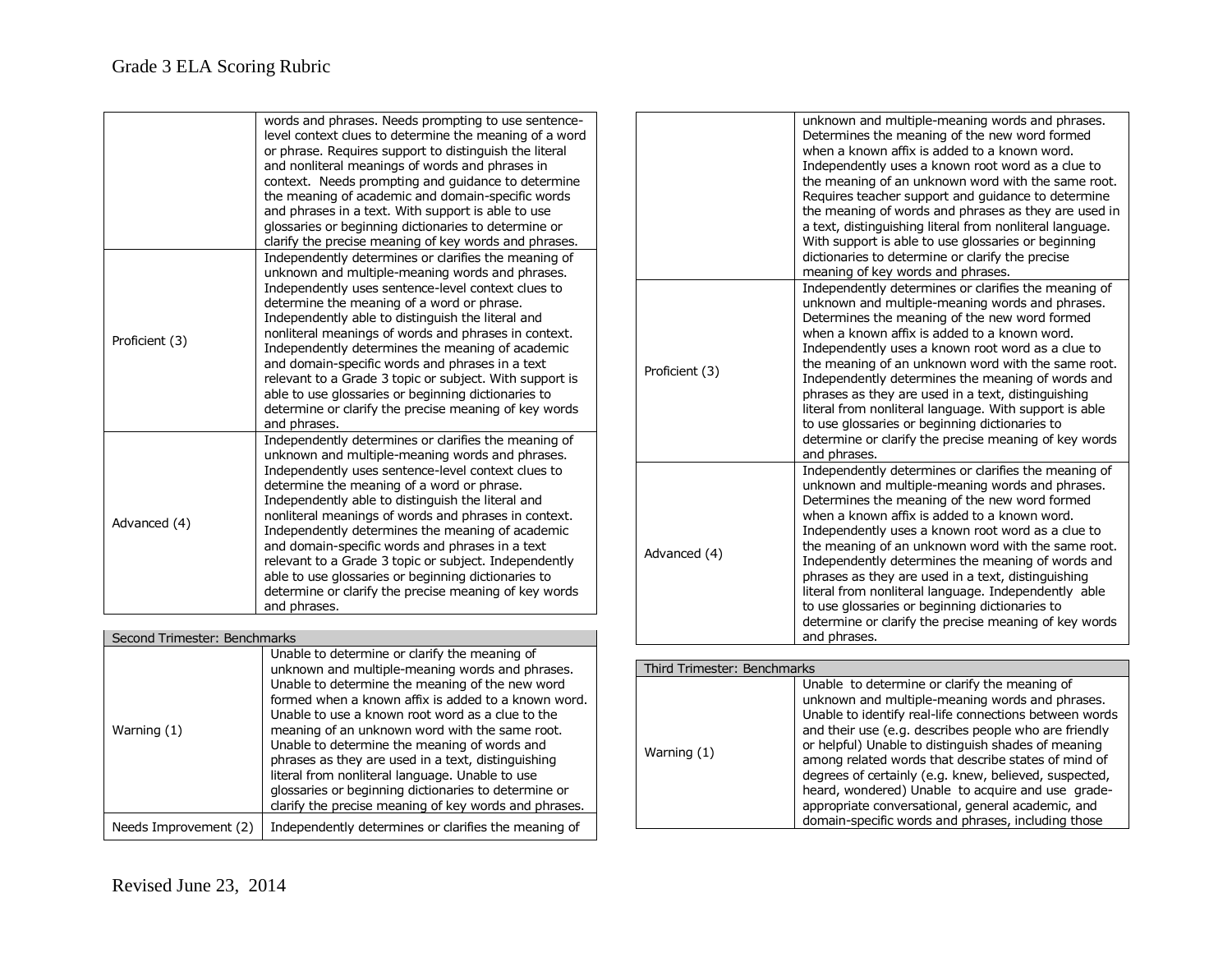| | |
|---|---|
| | words and phrases. Needs prompting to use sentence-level context clues to determine the meaning of a word or phrase. Requires support to distinguish the literal and nonliteral meanings of words and phrases in context. Needs prompting and guidance to determine the meaning of academic and domain-specific words and phrases in a text. With support is able to use glossaries or beginning dictionaries to determine or clarify the precise meaning of key words and phrases. |
| Proficient (3) | Independently determines or clarifies the meaning of unknown and multiple-meaning words and phrases. Independently uses sentence-level context clues to determine the meaning of a word or phrase. Independently able to distinguish the literal and nonliteral meanings of words and phrases in context. Independently determines the meaning of academic and domain-specific words and phrases in a text relevant to a Grade 3 topic or subject. With support is able to use glossaries or beginning dictionaries to determine or clarify the precise meaning of key words and phrases. |
| Advanced (4) | Independently determines or clarifies the meaning of unknown and multiple-meaning words and phrases. Independently uses sentence-level context clues to determine the meaning of a word or phrase. Independently able to distinguish the literal and nonliteral meanings of words and phrases in context. Independently determines the meaning of academic and domain-specific words and phrases in a text relevant to a Grade 3 topic or subject. Independently able to use glossaries or beginning dictionaries to determine or clarify the precise meaning of key words and phrases. |

| Second Trimester: Benchmarks | |
|---|---|
| Warning (1) | Unable to determine or clarify the meaning of unknown and multiple-meaning words and phrases. Unable to determine the meaning of the new word formed when a known affix is added to a known word. Unable to use a known root word as a clue to the meaning of an unknown word with the same root. Unable to determine the meaning of words and phrases as they are used in a text, distinguishing literal from nonliteral language. Unable to use glossaries or beginning dictionaries to determine or clarify the precise meaning of key words and phrases. |
| Needs Improvement (2) | Independently determines or clarifies the meaning of unknown and multiple-meaning words and phrases. Determines the meaning of the new word formed when a known affix is added to a known word. Independently uses a known root word as a clue to the meaning of an unknown word with the same root. Requires teacher support and guidance to determine the meaning of words and phrases as they are used in a text, distinguishing literal from nonliteral language. With support is able to use glossaries or beginning dictionaries to determine or clarify the precise meaning of key words and phrases. |
| Proficient (3) | Independently determines or clarifies the meaning of unknown and multiple-meaning words and phrases. Determines the meaning of the new word formed when a known affix is added to a known word. Independently uses a known root word as a clue to the meaning of an unknown word with the same root. Independently determines the meaning of words and phrases as they are used in a text, distinguishing literal from nonliteral language. With support is able to use glossaries or beginning dictionaries to determine or clarify the precise meaning of key words and phrases. |
| Advanced (4) | Independently determines or clarifies the meaning of unknown and multiple-meaning words and phrases. Determines the meaning of the new word formed when a known affix is added to a known word. Independently uses a known root word as a clue to the meaning of an unknown word with the same root. Independently determines the meaning of words and phrases as they are used in a text, distinguishing literal from nonliteral language. Independently able to use glossaries or beginning dictionaries to determine or clarify the precise meaning of key words and phrases. |

| Third Trimester: Benchmarks | |
|---|---|
| Warning (1) | Unable to determine or clarify the meaning of unknown and multiple-meaning words and phrases. Unable to identify real-life connections between words and their use (e.g. describes people who are friendly or helpful) Unable to distinguish shades of meaning among related words that describe states of mind of degrees of certainly (e.g. knew, believed, suspected, heard, wondered) Unable to acquire and use grade-appropriate conversational, general academic, and domain-specific words and phrases, including those |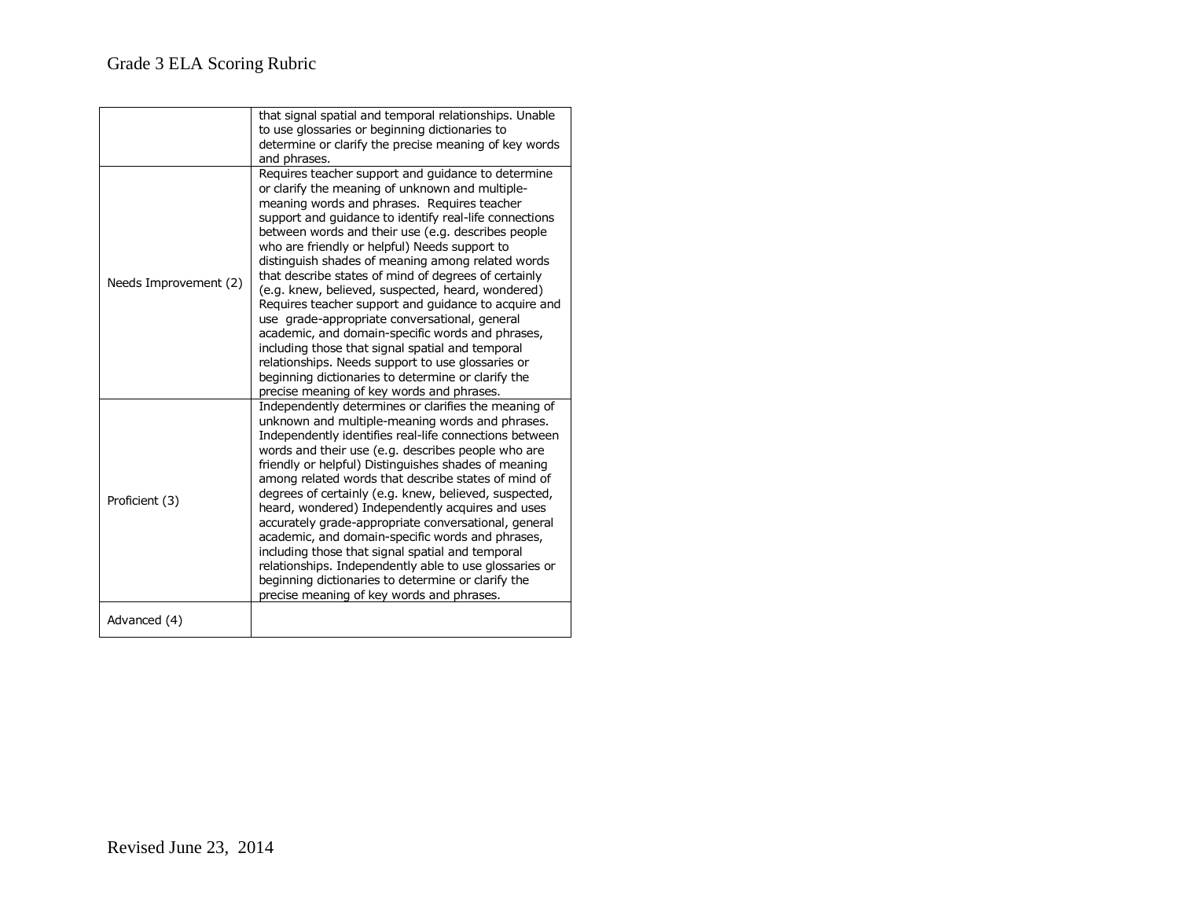| | |
|---|---|
| | that signal spatial and temporal relationships. Unable to use glossaries or beginning dictionaries to determine or clarify the precise meaning of key words and phrases. |
| Needs Improvement (2) | Requires teacher support and guidance to determine or clarify the meaning of unknown and multiple-meaning words and phrases. Requires teacher support and guidance to identify real-life connections between words and their use (e.g. describes people who are friendly or helpful) Needs support to distinguish shades of meaning among related words that describe states of mind of degrees of certainly (e.g. knew, believed, suspected, heard, wondered) Requires teacher support and guidance to acquire and use grade-appropriate conversational, general academic, and domain-specific words and phrases, including those that signal spatial and temporal relationships. Needs support to use glossaries or beginning dictionaries to determine or clarify the precise meaning of key words and phrases. |
| Proficient (3) | Independently determines or clarifies the meaning of unknown and multiple-meaning words and phrases. Independently identifies real-life connections between words and their use (e.g. describes people who are friendly or helpful) Distinguishes shades of meaning among related words that describe states of mind of degrees of certainly (e.g. knew, believed, suspected, heard, wondered) Independently acquires and uses accurately grade-appropriate conversational, general academic, and domain-specific words and phrases, including those that signal spatial and temporal relationships. Independently able to use glossaries or beginning dictionaries to determine or clarify the precise meaning of key words and phrases. |
| Advanced (4) | |